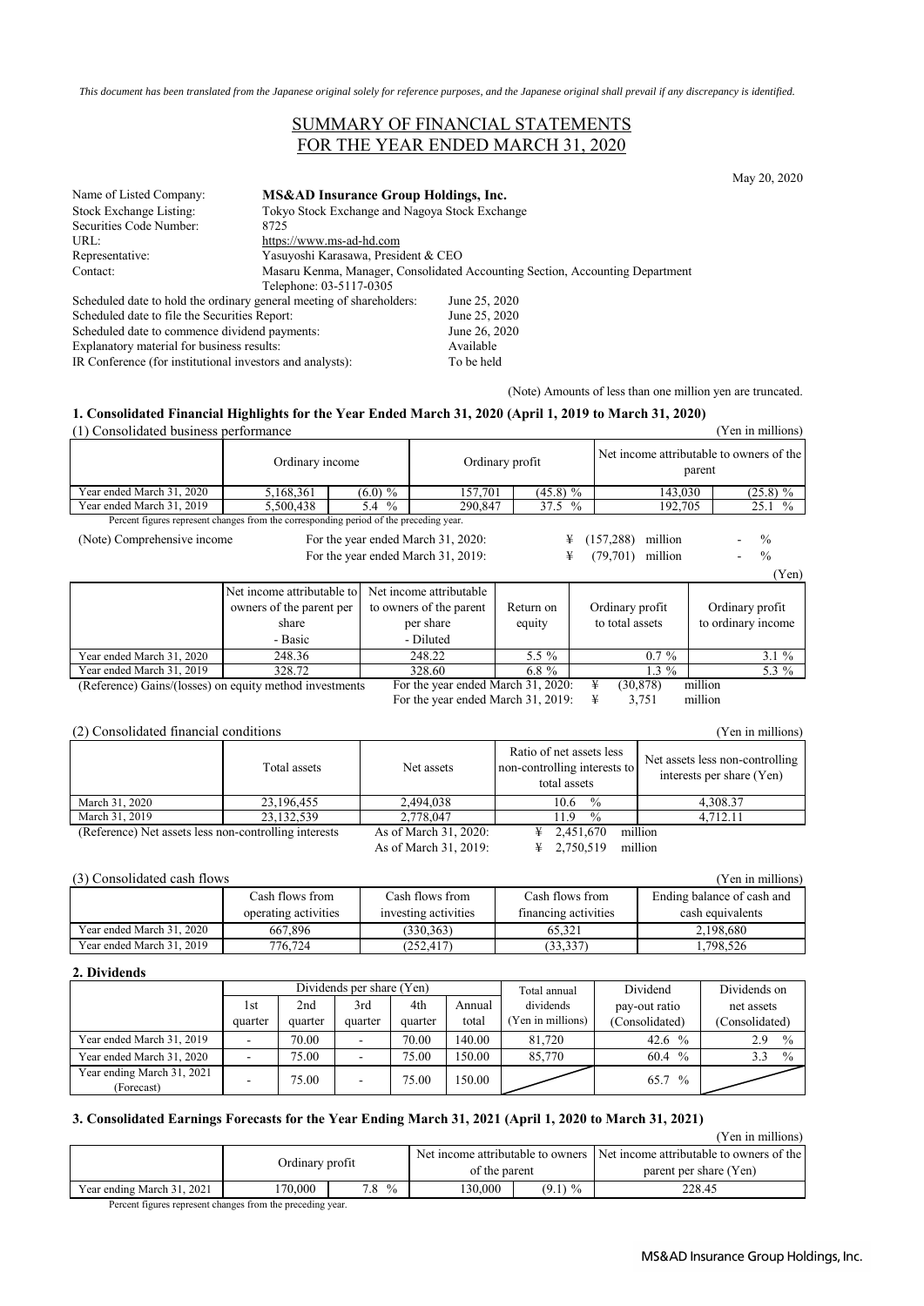*This document has been translated from the Japanese original solely for reference purposes, and the Japanese original shall prevail if any discrepancy is identified.*

# SUMMARY OF FINANCIAL STATEMENTS FOR THE YEAR ENDED MARCH 31, 2020

May 20, 2020

| | |
|---|---|
| Name of Listed Company: | **MS&AD Insurance Group Holdings, Inc.** |
| Stock Exchange Listing: | Tokyo Stock Exchange and Nagoya Stock Exchange |
| Securities Code Number: | 8725 |
| URL: | https://www.ms-ad-hd.com |
| Representative: | Yasuyoshi Karasawa, President & CEO |
| Contact: | Masaru Kenma, Manager, Consolidated Accounting Section, Accounting Department<br>Telephone: 03-5117-0305 |

| | |
|---|---|
| Scheduled date to hold the ordinary general meeting of shareholders: | June 25, 2020 |
| Scheduled date to file the Securities Report: | June 25, 2020 |
| Scheduled date to commence dividend payments: | June 26, 2020 |
| Explanatory material for business results: | Available |
| IR Conference (for institutional investors and analysts): | To be held |

(Note) Amounts of less than one million yen are truncated.

## 1. Consolidated Financial Highlights for the Year Ended March 31, 2020 (April 1, 2019 to March 31, 2020)

(1) Consolidated business performance (Yen in millions)

| | Ordinary income | | Ordinary profit | | Net income attributable to owners of the parent | |
|---|---|---|---|---|---|---|
| Year ended March 31, 2020 | 5,168,361 | (6.0) % | 157,701 | (45.8) % | 143,030 | (25.8) % |
| Year ended March 31, 2019 | 5,500,438 | 5.4 % | 290,847 | 37.5 % | 192,705 | 25.1 % |

Percent figures represent changes from the corresponding period of the preceding year.

(Note) Comprehensive income
For the year ended March 31, 2020: ¥ (157,288) million - %
For the year ended March 31, 2019: ¥ (79,701) million - %

(Yen)

| | Net income attributable to owners of the parent per share - Basic | Net income attributable to owners of the parent per share - Diluted | Return on equity | Ordinary profit to total assets | Ordinary profit to ordinary income |
|---|---|---|---|---|---|
| Year ended March 31, 2020 | 248.36 | 248.22 | 5.5 % | 0.7 % | 3.1 % |
| Year ended March 31, 2019 | 328.72 | 328.60 | 6.8 % | 1.3 % | 5.3 % |

(Reference) Gains/(losses) on equity method investments
For the year ended March 31, 2020: ¥ (30,878) million
For the year ended March 31, 2019: ¥ 3,751 million

(2) Consolidated financial conditions (Yen in millions)

| | Total assets | Net assets | Ratio of net assets less non-controlling interests to total assets | Net assets less non-controlling interests per share (Yen) |
|---|---|---|---|---|
| March 31, 2020 | 23,196,455 | 2,494,038 | 10.6 % | 4,308.37 |
| March 31, 2019 | 23,132,539 | 2,778,047 | 11.9 % | 4,712.11 |

(Reference) Net assets less non-controlling interests
As of March 31, 2020: ¥ 2,451,670 million
As of March 31, 2019: ¥ 2,750,519 million

(3) Consolidated cash flows (Yen in millions)

| | Cash flows from operating activities | Cash flows from investing activities | Cash flows from financing activities | Ending balance of cash and cash equivalents |
|---|---|---|---|---|
| Year ended March 31, 2020 | 667,896 | (330,363) | 65,321 | 2,198,680 |
| Year ended March 31, 2019 | 776,724 | (252,417) | (33,337) | 1,798,526 |

## 2. Dividends

| | Dividends per share (Yen) | | | | | Total annual dividends (Yen in millions) | Dividend pay-out ratio (Consolidated) | Dividends on net assets (Consolidated) |
|---|---|---|---|---|---|---|---|---|
| | 1st quarter | 2nd quarter | 3rd quarter | 4th quarter | Annual total | | | |
| Year ended March 31, 2019 | - | 70.00 | - | 70.00 | 140.00 | 81,720 | 42.6 % | 2.9 % |
| Year ended March 31, 2020 | - | 75.00 | - | 75.00 | 150.00 | 85,770 | 60.4 % | 3.3 % |
| Year ending March 31, 2021 (Forecast) | - | 75.00 | - | 75.00 | 150.00 | | 65.7 % | |

## 3. Consolidated Earnings Forecasts for the Year Ending March 31, 2021 (April 1, 2020 to March 31, 2021)

(Yen in millions)

| | Ordinary profit | | Net income attributable to owners of the parent | | Net income attributable to owners of the parent per share (Yen) |
|---|---|---|---|---|---|
| Year ending March 31, 2021 | 170,000 | 7.8 % | 130,000 | (9.1) % | 228.45 |

Percent figures represent changes from the preceding year.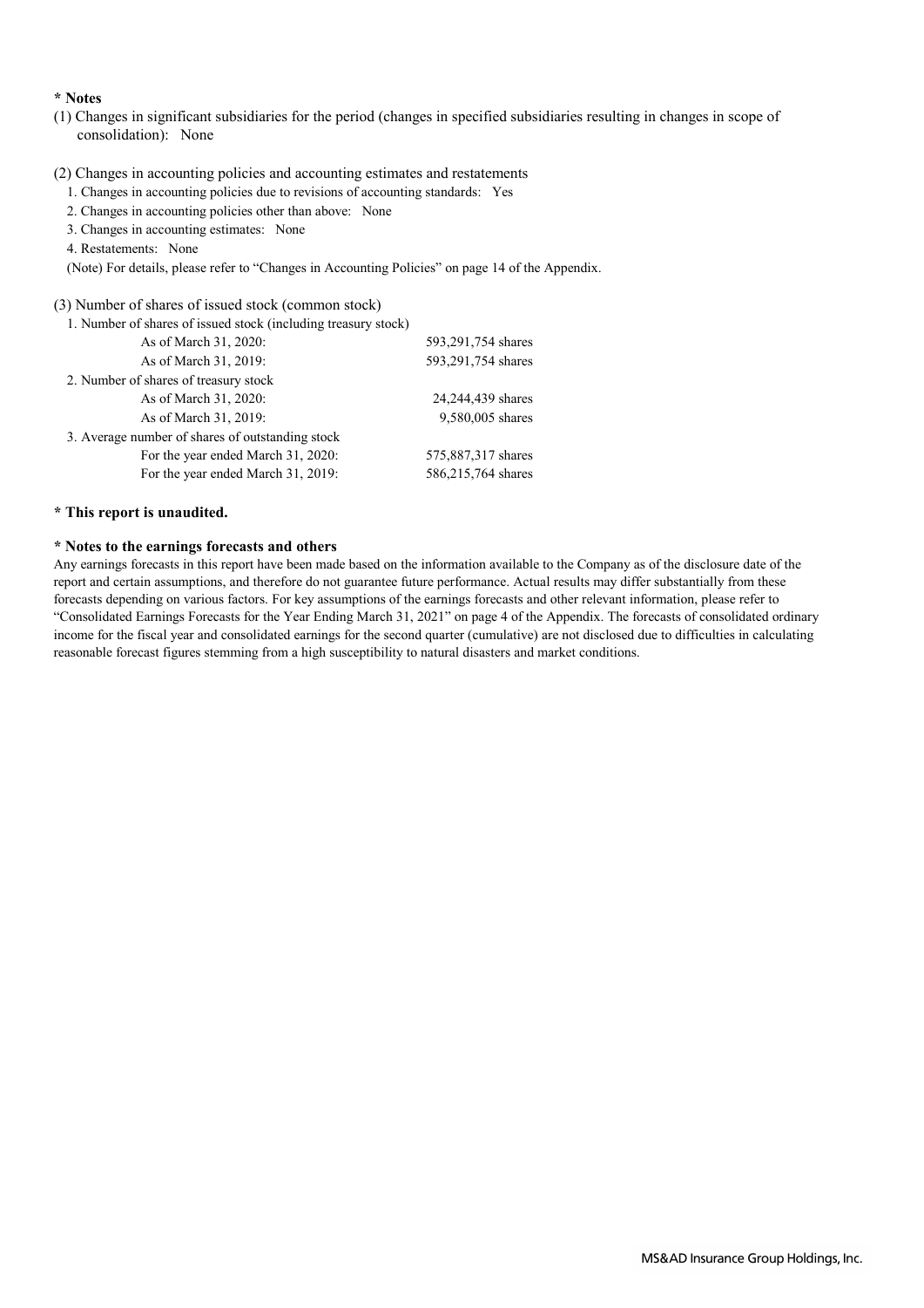**\* Notes**

(1) Changes in significant subsidiaries for the period (changes in specified subsidiaries resulting in changes in scope of consolidation): None

(2) Changes in accounting policies and accounting estimates and restatements

1. Changes in accounting policies due to revisions of accounting standards: Yes
2. Changes in accounting policies other than above: None
3. Changes in accounting estimates: None
4. Restatements: None

(Note) For details, please refer to "Changes in Accounting Policies" on page 14 of the Appendix.

(3) Number of shares of issued stock (common stock)

| | |
|---|---|
| 1. Number of shares of issued stock (including treasury stock) | |
| As of March 31, 2020: | 593,291,754 shares |
| As of March 31, 2019: | 593,291,754 shares |
| 2. Number of shares of treasury stock | |
| As of March 31, 2020: | 24,244,439 shares |
| As of March 31, 2019: | 9,580,005 shares |
| 3. Average number of shares of outstanding stock | |
| For the year ended March 31, 2020: | 575,887,317 shares |
| For the year ended March 31, 2019: | 586,215,764 shares |

**\* This report is unaudited.**

**\* Notes to the earnings forecasts and others**

Any earnings forecasts in this report have been made based on the information available to the Company as of the disclosure date of the report and certain assumptions, and therefore do not guarantee future performance. Actual results may differ substantially from these forecasts depending on various factors. For key assumptions of the earnings forecasts and other relevant information, please refer to "Consolidated Earnings Forecasts for the Year Ending March 31, 2021" on page 4 of the Appendix. The forecasts of consolidated ordinary income for the fiscal year and consolidated earnings for the second quarter (cumulative) are not disclosed due to difficulties in calculating reasonable forecast figures stemming from a high susceptibility to natural disasters and market conditions.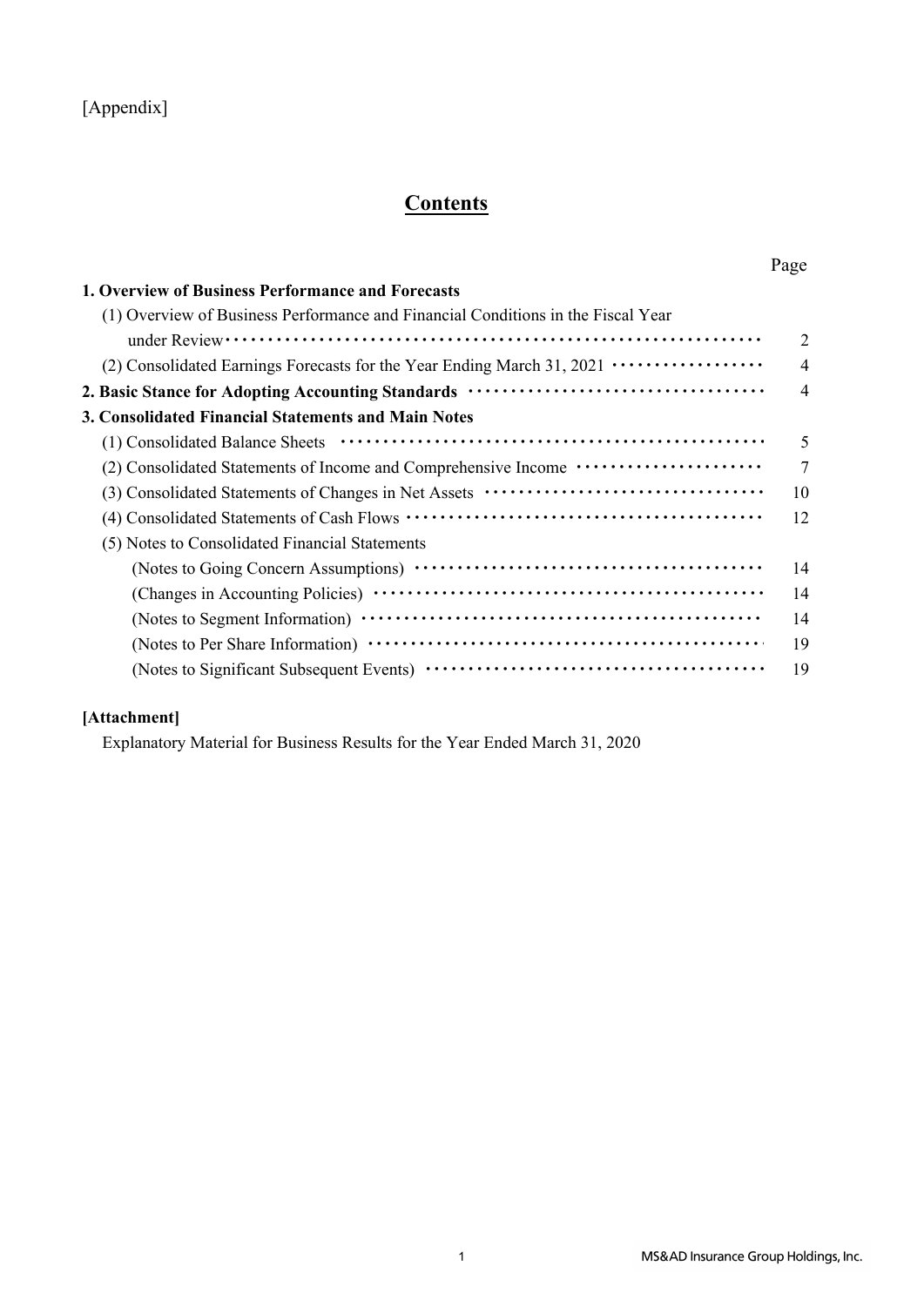[Appendix]

# Contents

| | Page |
|---|---|
| **1. Overview of Business Performance and Forecasts** | |
| (1) Overview of Business Performance and Financial Conditions in the Fiscal Year under Review | 2 |
| (2) Consolidated Earnings Forecasts for the Year Ending March 31, 2021 | 4 |
| **2. Basic Stance for Adopting Accounting Standards** | 4 |
| **3. Consolidated Financial Statements and Main Notes** | |
| (1) Consolidated Balance Sheets | 5 |
| (2) Consolidated Statements of Income and Comprehensive Income | 7 |
| (3) Consolidated Statements of Changes in Net Assets | 10 |
| (4) Consolidated Statements of Cash Flows | 12 |
| (5) Notes to Consolidated Financial Statements | |
| (Notes to Going Concern Assumptions) | 14 |
| (Changes in Accounting Policies) | 14 |
| (Notes to Segment Information) | 14 |
| (Notes to Per Share Information) | 19 |
| (Notes to Significant Subsequent Events) | 19 |

**[Attachment]**

Explanatory Material for Business Results for the Year Ended March 31, 2020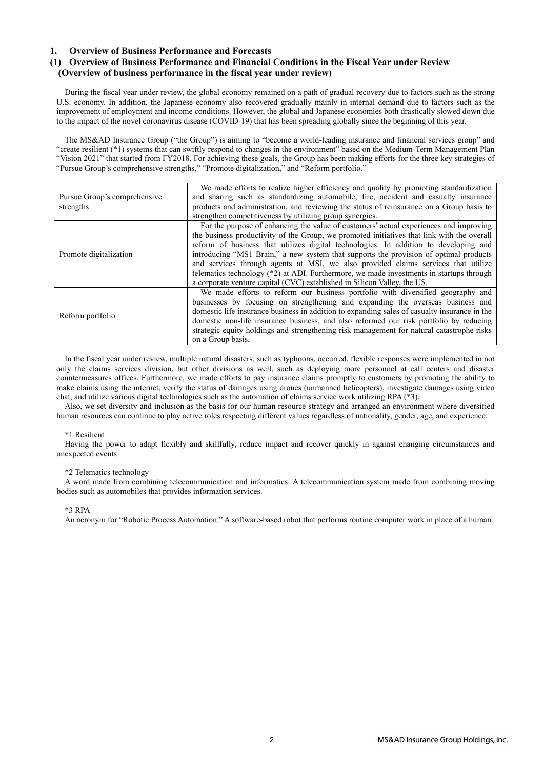## 1. Overview of Business Performance and Forecasts

### (1) Overview of Business Performance and Financial Conditions in the Fiscal Year under Review

**(Overview of business performance in the fiscal year under review)**

During the fiscal year under review, the global economy remained on a path of gradual recovery due to factors such as the strong U.S. economy. In addition, the Japanese economy also recovered gradually mainly in internal demand due to factors such as the improvement of employment and income conditions. However, the global and Japanese economies both drastically slowed down due to the impact of the novel coronavirus disease (COVID-19) that has been spreading globally since the beginning of this year.

The MS&AD Insurance Group ("the Group") is aiming to "become a world-leading insurance and financial services group" and "create resilient (*1) systems that can swiftly respond to changes in the environment" based on the Medium-Term Management Plan "Vision 2021" that started from FY2018. For achieving these goals, the Group has been making efforts for the three key strategies of "Pursue Group's comprehensive strengths," "Promote digitalization," and "Reform portfolio."

| | |
|---|---|
| Pursue Group's comprehensive strengths | We made efforts to realize higher efficiency and quality by promoting standardization and sharing such as standardizing automobile, fire, accident and casualty insurance products and administration, and reviewing the status of reinsurance on a Group basis to strengthen competitiveness by utilizing group synergies. |
| Promote digitalization | For the purpose of enhancing the value of customers' actual experiences and improving the business productivity of the Group, we promoted initiatives that link with the overall reform of business that utilizes digital technologies. In addition to developing and introducing "MS1 Brain," a new system that supports the provision of optimal products and services through agents at MSI, we also provided claims services that utilize telematics technology (*2) at ADI. Furthermore, we made investments in startups through a corporate venture capital (CVC) established in Silicon Valley, the US. |
| Reform portfolio | We made efforts to reform our business portfolio with diversified geography and businesses by focusing on strengthening and expanding the overseas business and domestic life insurance business in addition to expanding sales of casualty insurance in the domestic non-life insurance business, and also reformed our risk portfolio by reducing strategic equity holdings and strengthening risk management for natural catastrophe risks on a Group basis. |

In the fiscal year under review, multiple natural disasters, such as typhoons, occurred, flexible responses were implemented in not only the claims services division, but other divisions as well, such as deploying more personnel at call centers and disaster countermeasures offices. Furthermore, we made efforts to pay insurance claims promptly to customers by promoting the ability to make claims using the internet, verify the status of damages using drones (unmanned helicopters), investigate damages using video chat, and utilize various digital technologies such as the automation of claims service work utilizing RPA (*3).

Also, we set diversity and inclusion as the basis for our human resource strategy and arranged an environment where diversified human resources can continue to play active roles respecting different values regardless of nationality, gender, age, and experience.

*1 Resilient

Having the power to adapt flexibly and skillfully, reduce impact and recover quickly in against changing circumstances and unexpected events

*2 Telematics technology

A word made from combining telecommunication and informatics. A telecommunication system made from combining moving bodies such as automobiles that provides information services.

*3 RPA

An acronym for "Robotic Process Automation." A software-based robot that performs routine computer work in place of a human.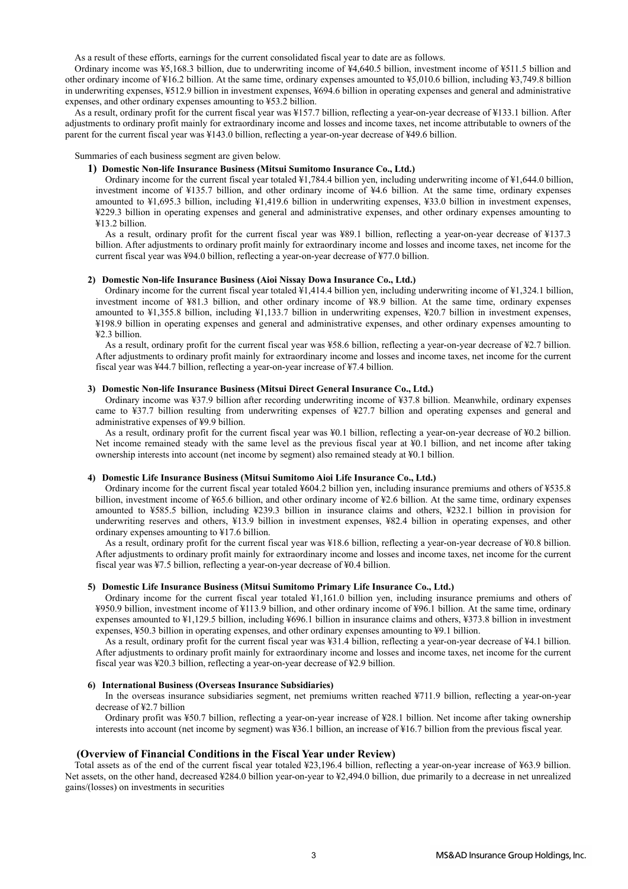As a result of these efforts, earnings for the current consolidated fiscal year to date are as follows.

Ordinary income was ¥5,168.3 billion, due to underwriting income of ¥4,640.5 billion, investment income of ¥511.5 billion and other ordinary income of ¥16.2 billion. At the same time, ordinary expenses amounted to ¥5,010.6 billion, including ¥3,749.8 billion in underwriting expenses, ¥512.9 billion in investment expenses, ¥694.6 billion in operating expenses and general and administrative expenses, and other ordinary expenses amounting to ¥53.2 billion.

As a result, ordinary profit for the current fiscal year was ¥157.7 billion, reflecting a year-on-year decrease of ¥133.1 billion. After adjustments to ordinary profit mainly for extraordinary income and losses and income taxes, net income attributable to owners of the parent for the current fiscal year was ¥143.0 billion, reflecting a year-on-year decrease of ¥49.6 billion.

Summaries of each business segment are given below.

**1) Domestic Non-life Insurance Business (Mitsui Sumitomo Insurance Co., Ltd.)**

Ordinary income for the current fiscal year totaled ¥1,784.4 billion yen, including underwriting income of ¥1,644.0 billion, investment income of ¥135.7 billion, and other ordinary income of ¥4.6 billion. At the same time, ordinary expenses amounted to ¥1,695.3 billion, including ¥1,419.6 billion in underwriting expenses, ¥33.0 billion in investment expenses, ¥229.3 billion in operating expenses and general and administrative expenses, and other ordinary expenses amounting to ¥13.2 billion.

As a result, ordinary profit for the current fiscal year was ¥89.1 billion, reflecting a year-on-year decrease of ¥137.3 billion. After adjustments to ordinary profit mainly for extraordinary income and losses and income taxes, net income for the current fiscal year was ¥94.0 billion, reflecting a year-on-year decrease of ¥77.0 billion.

**2) Domestic Non-life Insurance Business (Aioi Nissay Dowa Insurance Co., Ltd.)**

Ordinary income for the current fiscal year totaled ¥1,414.4 billion yen, including underwriting income of ¥1,324.1 billion, investment income of ¥81.3 billion, and other ordinary income of ¥8.9 billion. At the same time, ordinary expenses amounted to ¥1,355.8 billion, including ¥1,133.7 billion in underwriting expenses, ¥20.7 billion in investment expenses, ¥198.9 billion in operating expenses and general and administrative expenses, and other ordinary expenses amounting to ¥2.3 billion.

As a result, ordinary profit for the current fiscal year was ¥58.6 billion, reflecting a year-on-year decrease of ¥2.7 billion. After adjustments to ordinary profit mainly for extraordinary income and losses and income taxes, net income for the current fiscal year was ¥44.7 billion, reflecting a year-on-year increase of ¥7.4 billion.

**3) Domestic Non-life Insurance Business (Mitsui Direct General Insurance Co., Ltd.)**

Ordinary income was ¥37.9 billion after recording underwriting income of ¥37.8 billion. Meanwhile, ordinary expenses came to ¥37.7 billion resulting from underwriting expenses of ¥27.7 billion and operating expenses and general and administrative expenses of ¥9.9 billion.

As a result, ordinary profit for the current fiscal year was ¥0.1 billion, reflecting a year-on-year decrease of ¥0.2 billion. Net income remained steady with the same level as the previous fiscal year at ¥0.1 billion, and net income after taking ownership interests into account (net income by segment) also remained steady at ¥0.1 billion.

**4) Domestic Life Insurance Business (Mitsui Sumitomo Aioi Life Insurance Co., Ltd.)**

Ordinary income for the current fiscal year totaled ¥604.2 billion yen, including insurance premiums and others of ¥535.8 billion, investment income of ¥65.6 billion, and other ordinary income of ¥2.6 billion. At the same time, ordinary expenses amounted to ¥585.5 billion, including ¥239.3 billion in insurance claims and others, ¥232.1 billion in provision for underwriting reserves and others, ¥13.9 billion in investment expenses, ¥82.4 billion in operating expenses, and other ordinary expenses amounting to ¥17.6 billion.

As a result, ordinary profit for the current fiscal year was ¥18.6 billion, reflecting a year-on-year decrease of ¥0.8 billion. After adjustments to ordinary profit mainly for extraordinary income and losses and income taxes, net income for the current fiscal year was ¥7.5 billion, reflecting a year-on-year decrease of ¥0.4 billion.

**5) Domestic Life Insurance Business (Mitsui Sumitomo Primary Life Insurance Co., Ltd.)**

Ordinary income for the current fiscal year totaled ¥1,161.0 billion yen, including insurance premiums and others of ¥950.9 billion, investment income of ¥113.9 billion, and other ordinary income of ¥96.1 billion. At the same time, ordinary expenses amounted to ¥1,129.5 billion, including ¥696.1 billion in insurance claims and others, ¥373.8 billion in investment expenses, ¥50.3 billion in operating expenses, and other ordinary expenses amounting to ¥9.1 billion.

As a result, ordinary profit for the current fiscal year was ¥31.4 billion, reflecting a year-on-year decrease of ¥4.1 billion. After adjustments to ordinary profit mainly for extraordinary income and losses and income taxes, net income for the current fiscal year was ¥20.3 billion, reflecting a year-on-year decrease of ¥2.9 billion.

**6) International Business (Overseas Insurance Subsidiaries)**

In the overseas insurance subsidiaries segment, net premiums written reached ¥711.9 billion, reflecting a year-on-year decrease of ¥2.7 billion

Ordinary profit was ¥50.7 billion, reflecting a year-on-year increase of ¥28.1 billion. Net income after taking ownership interests into account (net income by segment) was ¥36.1 billion, an increase of ¥16.7 billion from the previous fiscal year.

**(Overview of Financial Conditions in the Fiscal Year under Review)**

Total assets as of the end of the current fiscal year totaled ¥23,196.4 billion, reflecting a year-on-year increase of ¥63.9 billion. Net assets, on the other hand, decreased ¥284.0 billion year-on-year to ¥2,494.0 billion, due primarily to a decrease in net unrealized gains/(losses) on investments in securities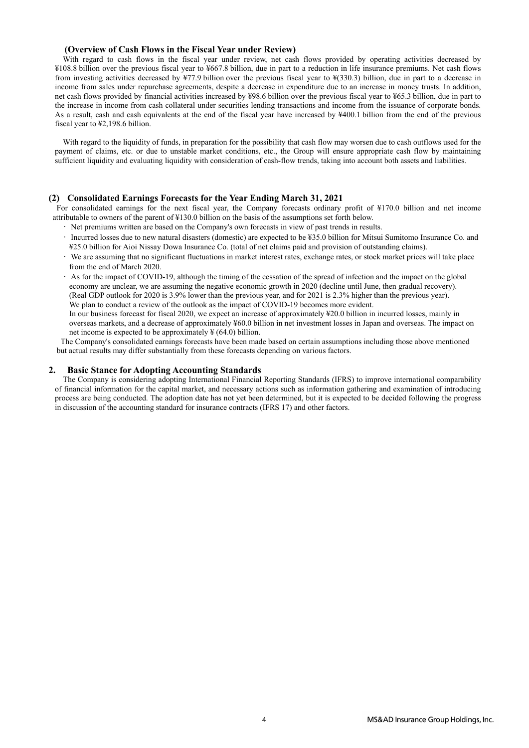**(Overview of Cash Flows in the Fiscal Year under Review)**

With regard to cash flows in the fiscal year under review, net cash flows provided by operating activities decreased by ¥108.8 billion over the previous fiscal year to ¥667.8 billion, due in part to a reduction in life insurance premiums. Net cash flows from investing activities decreased by ¥77.9 billion over the previous fiscal year to ¥(330.3) billion, due in part to a decrease in income from sales under repurchase agreements, despite a decrease in expenditure due to an increase in money trusts. In addition, net cash flows provided by financial activities increased by ¥98.6 billion over the previous fiscal year to ¥65.3 billion, due in part to the increase in income from cash collateral under securities lending transactions and income from the issuance of corporate bonds. As a result, cash and cash equivalents at the end of the fiscal year have increased by ¥400.1 billion from the end of the previous fiscal year to ¥2,198.6 billion.

With regard to the liquidity of funds, in preparation for the possibility that cash flow may worsen due to cash outflows used for the payment of claims, etc. or due to unstable market conditions, etc., the Group will ensure appropriate cash flow by maintaining sufficient liquidity and evaluating liquidity with consideration of cash-flow trends, taking into account both assets and liabilities.

### (2) Consolidated Earnings Forecasts for the Year Ending March 31, 2021

For consolidated earnings for the next fiscal year, the Company forecasts ordinary profit of ¥170.0 billion and net income attributable to owners of the parent of ¥130.0 billion on the basis of the assumptions set forth below.

- Net premiums written are based on the Company's own forecasts in view of past trends in results.
- Incurred losses due to new natural disasters (domestic) are expected to be ¥35.0 billion for Mitsui Sumitomo Insurance Co. and ¥25.0 billion for Aioi Nissay Dowa Insurance Co. (total of net claims paid and provision of outstanding claims).
- We are assuming that no significant fluctuations in market interest rates, exchange rates, or stock market prices will take place from the end of March 2020.
- As for the impact of COVID-19, although the timing of the cessation of the spread of infection and the impact on the global economy are unclear, we are assuming the negative economic growth in 2020 (decline until June, then gradual recovery). (Real GDP outlook for 2020 is 3.9% lower than the previous year, and for 2021 is 2.3% higher than the previous year). We plan to conduct a review of the outlook as the impact of COVID-19 becomes more evident.
  In our business forecast for fiscal 2020, we expect an increase of approximately ¥20.0 billion in incurred losses, mainly in overseas markets, and a decrease of approximately ¥60.0 billion in net investment losses in Japan and overseas. The impact on net income is expected to be approximately ¥ (64.0) billion.

The Company's consolidated earnings forecasts have been made based on certain assumptions including those above mentioned but actual results may differ substantially from these forecasts depending on various factors.

## 2. Basic Stance for Adopting Accounting Standards

The Company is considering adopting International Financial Reporting Standards (IFRS) to improve international comparability of financial information for the capital market, and necessary actions such as information gathering and examination of introducing process are being conducted. The adoption date has not yet been determined, but it is expected to be decided following the progress in discussion of the accounting standard for insurance contracts (IFRS 17) and other factors.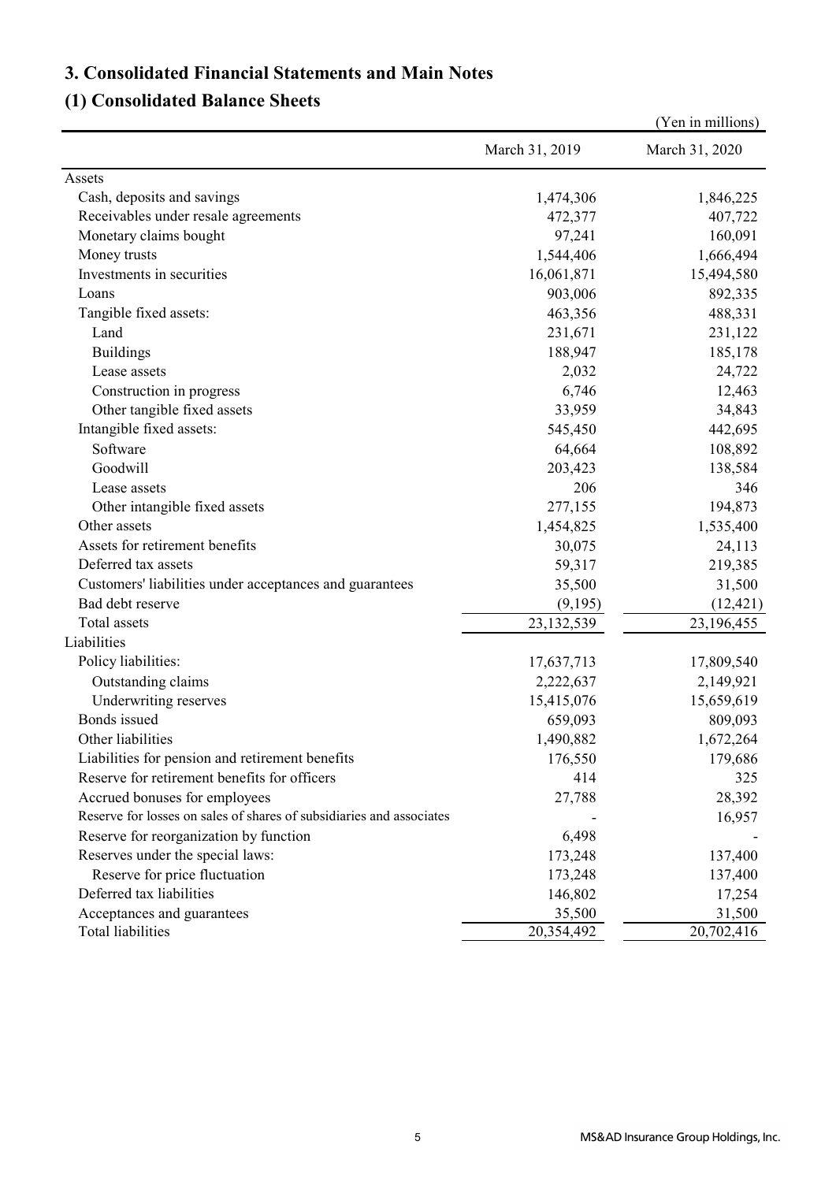## 3. Consolidated Financial Statements and Main Notes

### (1) Consolidated Balance Sheets

(Yen in millions)

| | March 31, 2019 | March 31, 2020 |
|---|---|---|
| Assets | | |
| Cash, deposits and savings | 1,474,306 | 1,846,225 |
| Receivables under resale agreements | 472,377 | 407,722 |
| Monetary claims bought | 97,241 | 160,091 |
| Money trusts | 1,544,406 | 1,666,494 |
| Investments in securities | 16,061,871 | 15,494,580 |
| Loans | 903,006 | 892,335 |
| Tangible fixed assets: | 463,356 | 488,331 |
| Land | 231,671 | 231,122 |
| Buildings | 188,947 | 185,178 |
| Lease assets | 2,032 | 24,722 |
| Construction in progress | 6,746 | 12,463 |
| Other tangible fixed assets | 33,959 | 34,843 |
| Intangible fixed assets: | 545,450 | 442,695 |
| Software | 64,664 | 108,892 |
| Goodwill | 203,423 | 138,584 |
| Lease assets | 206 | 346 |
| Other intangible fixed assets | 277,155 | 194,873 |
| Other assets | 1,454,825 | 1,535,400 |
| Assets for retirement benefits | 30,075 | 24,113 |
| Deferred tax assets | 59,317 | 219,385 |
| Customers' liabilities under acceptances and guarantees | 35,500 | 31,500 |
| Bad debt reserve | (9,195) | (12,421) |
| Total assets | 23,132,539 | 23,196,455 |
| Liabilities | | |
| Policy liabilities: | 17,637,713 | 17,809,540 |
| Outstanding claims | 2,222,637 | 2,149,921 |
| Underwriting reserves | 15,415,076 | 15,659,619 |
| Bonds issued | 659,093 | 809,093 |
| Other liabilities | 1,490,882 | 1,672,264 |
| Liabilities for pension and retirement benefits | 176,550 | 179,686 |
| Reserve for retirement benefits for officers | 414 | 325 |
| Accrued bonuses for employees | 27,788 | 28,392 |
| Reserve for losses on sales of shares of subsidiaries and associates | - | 16,957 |
| Reserve for reorganization by function | 6,498 | - |
| Reserves under the special laws: | 173,248 | 137,400 |
| Reserve for price fluctuation | 173,248 | 137,400 |
| Deferred tax liabilities | 146,802 | 17,254 |
| Acceptances and guarantees | 35,500 | 31,500 |
| Total liabilities | 20,354,492 | 20,702,416 |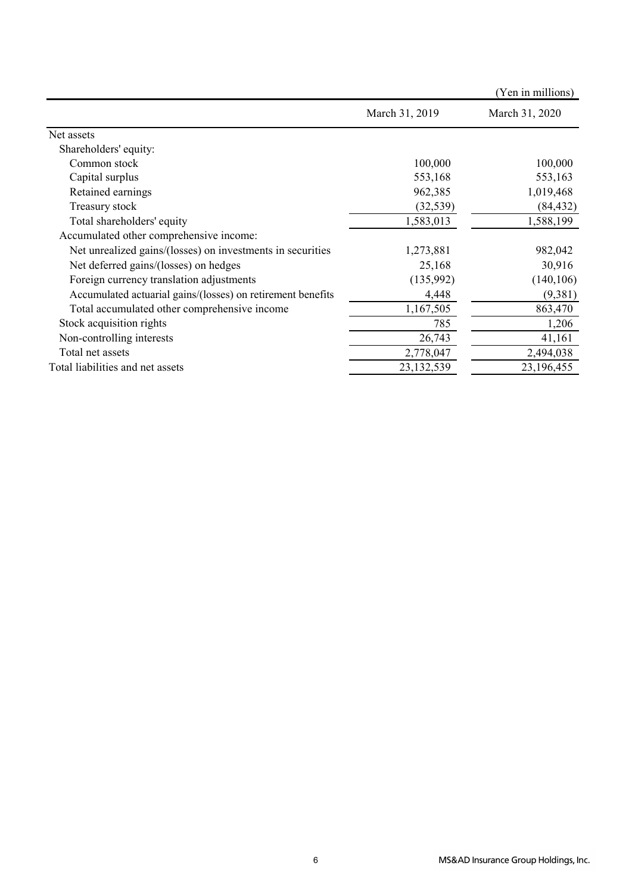(Yen in millions)

| | March 31, 2019 | March 31, 2020 |
|---|---|---|
| Net assets | | |
| Shareholders' equity: | | |
| Common stock | 100,000 | 100,000 |
| Capital surplus | 553,168 | 553,163 |
| Retained earnings | 962,385 | 1,019,468 |
| Treasury stock | (32,539) | (84,432) |
| Total shareholders' equity | 1,583,013 | 1,588,199 |
| Accumulated other comprehensive income: | | |
| Net unrealized gains/(losses) on investments in securities | 1,273,881 | 982,042 |
| Net deferred gains/(losses) on hedges | 25,168 | 30,916 |
| Foreign currency translation adjustments | (135,992) | (140,106) |
| Accumulated actuarial gains/(losses) on retirement benefits | 4,448 | (9,381) |
| Total accumulated other comprehensive income | 1,167,505 | 863,470 |
| Stock acquisition rights | 785 | 1,206 |
| Non-controlling interests | 26,743 | 41,161 |
| Total net assets | 2,778,047 | 2,494,038 |
| Total liabilities and net assets | 23,132,539 | 23,196,455 |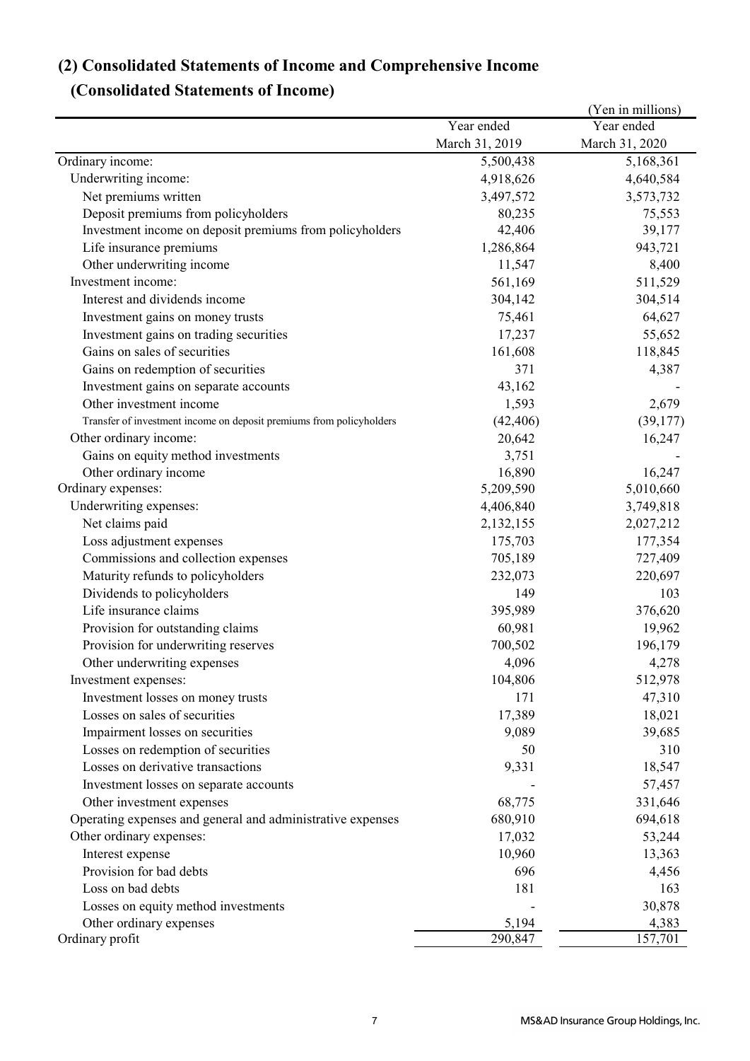## (2) Consolidated Statements of Income and Comprehensive Income

### (Consolidated Statements of Income)

(Yen in millions)

| | Year ended March 31, 2019 | Year ended March 31, 2020 |
|---|---|---|
| Ordinary income: | 5,500,438 | 5,168,361 |
| Underwriting income: | 4,918,626 | 4,640,584 |
| Net premiums written | 3,497,572 | 3,573,732 |
| Deposit premiums from policyholders | 80,235 | 75,553 |
| Investment income on deposit premiums from policyholders | 42,406 | 39,177 |
| Life insurance premiums | 1,286,864 | 943,721 |
| Other underwriting income | 11,547 | 8,400 |
| Investment income: | 561,169 | 511,529 |
| Interest and dividends income | 304,142 | 304,514 |
| Investment gains on money trusts | 75,461 | 64,627 |
| Investment gains on trading securities | 17,237 | 55,652 |
| Gains on sales of securities | 161,608 | 118,845 |
| Gains on redemption of securities | 371 | 4,387 |
| Investment gains on separate accounts | 43,162 | - |
| Other investment income | 1,593 | 2,679 |
| Transfer of investment income on deposit premiums from policyholders | (42,406) | (39,177) |
| Other ordinary income: | 20,642 | 16,247 |
| Gains on equity method investments | 3,751 | - |
| Other ordinary income | 16,890 | 16,247 |
| Ordinary expenses: | 5,209,590 | 5,010,660 |
| Underwriting expenses: | 4,406,840 | 3,749,818 |
| Net claims paid | 2,132,155 | 2,027,212 |
| Loss adjustment expenses | 175,703 | 177,354 |
| Commissions and collection expenses | 705,189 | 727,409 |
| Maturity refunds to policyholders | 232,073 | 220,697 |
| Dividends to policyholders | 149 | 103 |
| Life insurance claims | 395,989 | 376,620 |
| Provision for outstanding claims | 60,981 | 19,962 |
| Provision for underwriting reserves | 700,502 | 196,179 |
| Other underwriting expenses | 4,096 | 4,278 |
| Investment expenses: | 104,806 | 512,978 |
| Investment losses on money trusts | 171 | 47,310 |
| Losses on sales of securities | 17,389 | 18,021 |
| Impairment losses on securities | 9,089 | 39,685 |
| Losses on redemption of securities | 50 | 310 |
| Losses on derivative transactions | 9,331 | 18,547 |
| Investment losses on separate accounts | - | 57,457 |
| Other investment expenses | 68,775 | 331,646 |
| Operating expenses and general and administrative expenses | 680,910 | 694,618 |
| Other ordinary expenses: | 17,032 | 53,244 |
| Interest expense | 10,960 | 13,363 |
| Provision for bad debts | 696 | 4,456 |
| Loss on bad debts | 181 | 163 |
| Losses on equity method investments | - | 30,878 |
| Other ordinary expenses | 5,194 | 4,383 |
| Ordinary profit | 290,847 | 157,701 |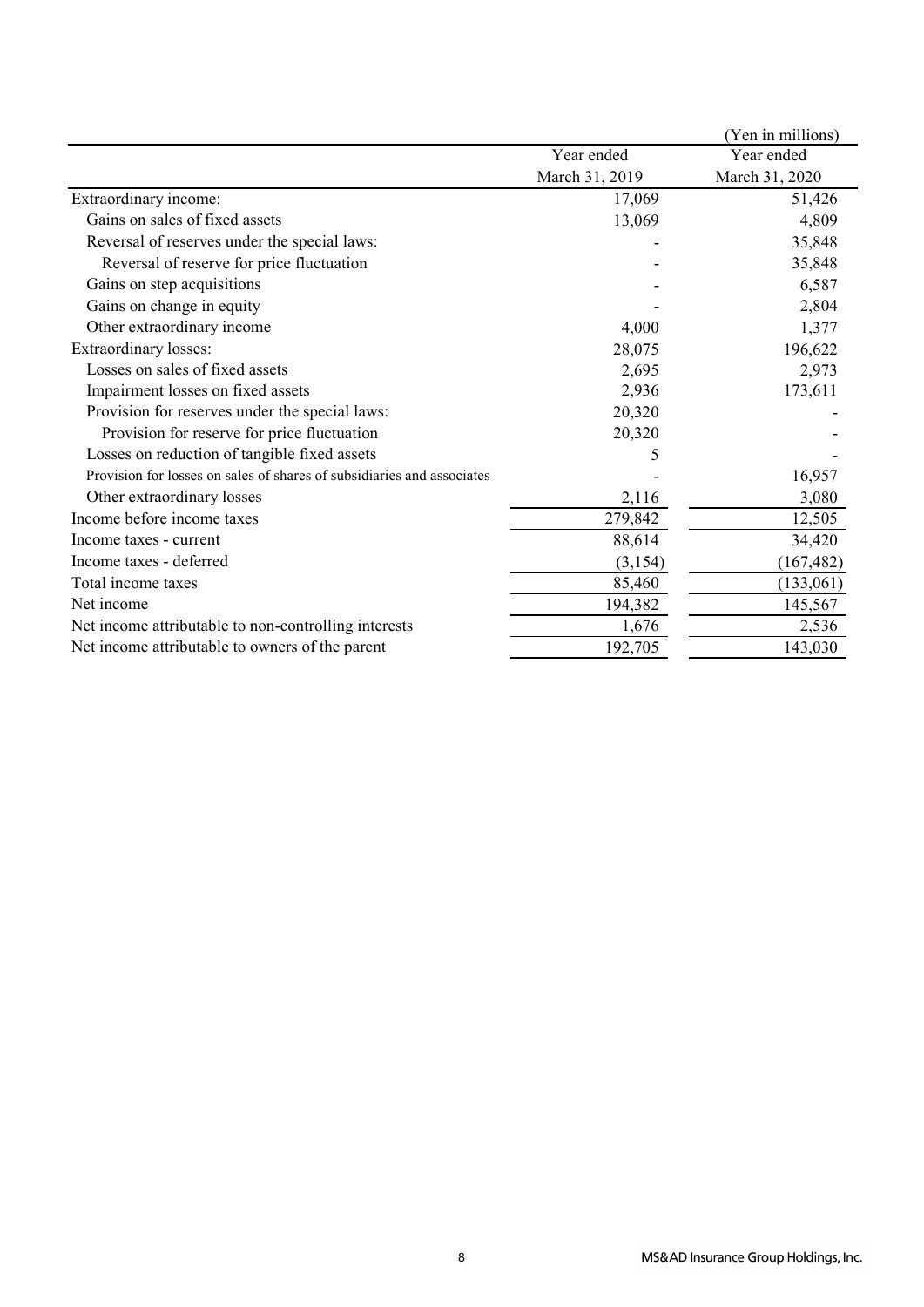(Yen in millions)

| | Year ended March 31, 2019 | Year ended March 31, 2020 |
|---|---|---|
| Extraordinary income: | 17,069 | 51,426 |
| Gains on sales of fixed assets | 13,069 | 4,809 |
| Reversal of reserves under the special laws: | - | 35,848 |
| Reversal of reserve for price fluctuation | - | 35,848 |
| Gains on step acquisitions | - | 6,587 |
| Gains on change in equity | - | 2,804 |
| Other extraordinary income | 4,000 | 1,377 |
| Extraordinary losses: | 28,075 | 196,622 |
| Losses on sales of fixed assets | 2,695 | 2,973 |
| Impairment losses on fixed assets | 2,936 | 173,611 |
| Provision for reserves under the special laws: | 20,320 | - |
| Provision for reserve for price fluctuation | 20,320 | - |
| Losses on reduction of tangible fixed assets | 5 | - |
| Provision for losses on sales of shares of subsidiaries and associates | - | 16,957 |
| Other extraordinary losses | 2,116 | 3,080 |
| Income before income taxes | 279,842 | 12,505 |
| Income taxes - current | 88,614 | 34,420 |
| Income taxes - deferred | (3,154) | (167,482) |
| Total income taxes | 85,460 | (133,061) |
| Net income | 194,382 | 145,567 |
| Net income attributable to non-controlling interests | 1,676 | 2,536 |
| Net income attributable to owners of the parent | 192,705 | 143,030 |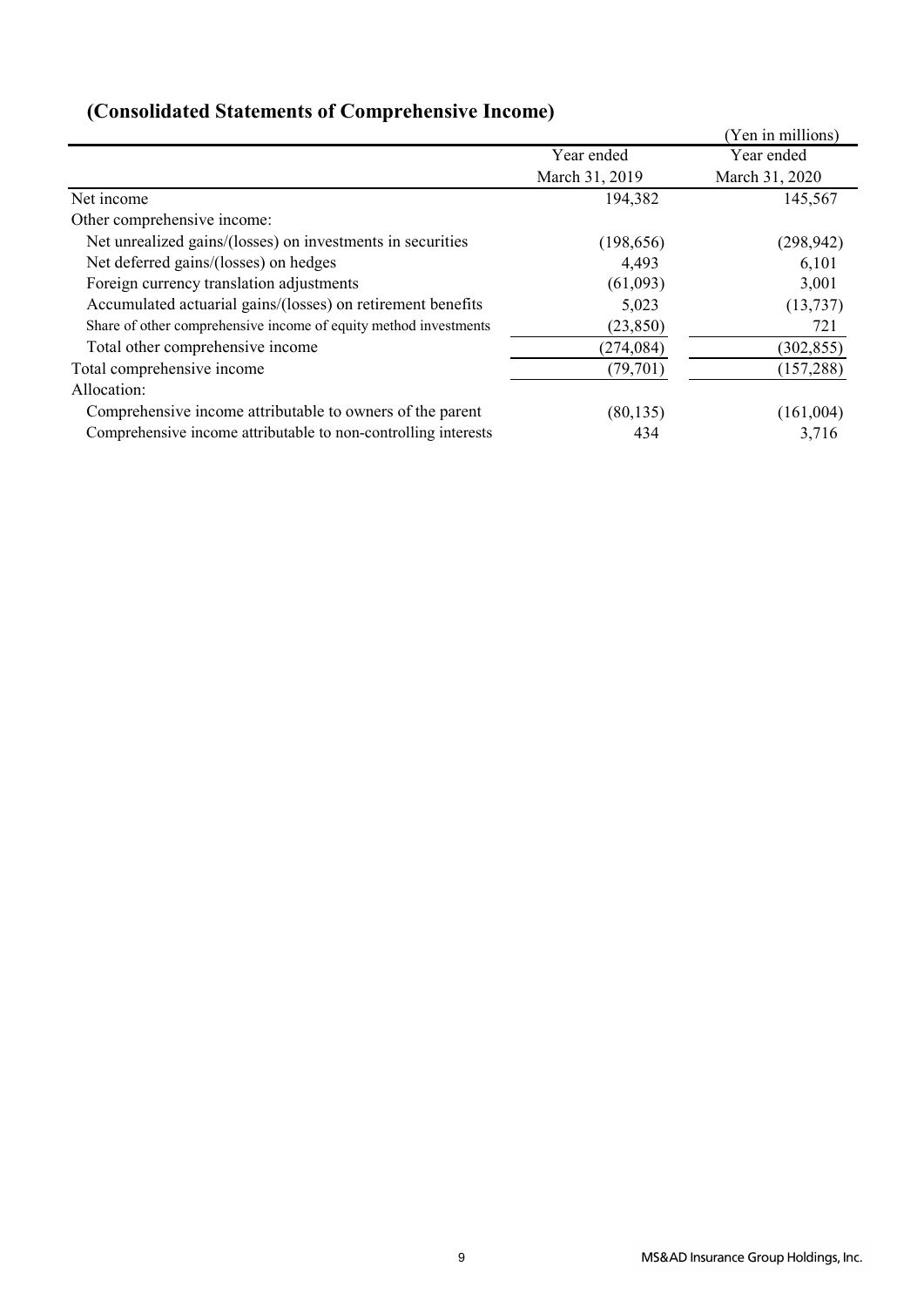## (Consolidated Statements of Comprehensive Income)

(Yen in millions)

| | Year ended March 31, 2019 | Year ended March 31, 2020 |
|---|---|---|
| Net income | 194,382 | 145,567 |
| Other comprehensive income: | | |
| Net unrealized gains/(losses) on investments in securities | (198,656) | (298,942) |
| Net deferred gains/(losses) on hedges | 4,493 | 6,101 |
| Foreign currency translation adjustments | (61,093) | 3,001 |
| Accumulated actuarial gains/(losses) on retirement benefits | 5,023 | (13,737) |
| Share of other comprehensive income of equity method investments | (23,850) | 721 |
| Total other comprehensive income | (274,084) | (302,855) |
| Total comprehensive income | (79,701) | (157,288) |
| Allocation: | | |
| Comprehensive income attributable to owners of the parent | (80,135) | (161,004) |
| Comprehensive income attributable to non-controlling interests | 434 | 3,716 |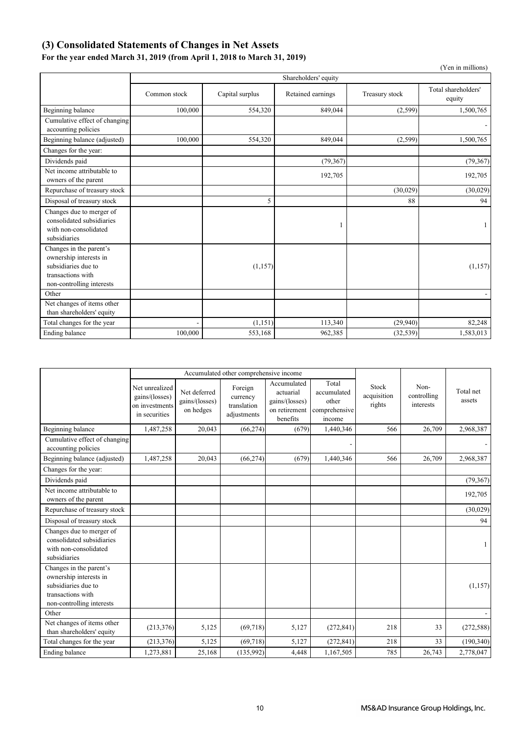## (3) Consolidated Statements of Changes in Net Assets

**For the year ended March 31, 2019 (from April 1, 2018 to March 31, 2019)**

(Yen in millions)

| | Shareholders' equity | | | | |
|---|---|---|---|---|---|
| | Common stock | Capital surplus | Retained earnings | Treasury stock | Total shareholders' equity |
| Beginning balance | 100,000 | 554,320 | 849,044 | (2,599) | 1,500,765 |
| Cumulative effect of changing accounting policies | | | | | - |
| Beginning balance (adjusted) | 100,000 | 554,320 | 849,044 | (2,599) | 1,500,765 |
| Changes for the year: | | | | | |
| Dividends paid | | | (79,367) | | (79,367) |
| Net income attributable to owners of the parent | | | 192,705 | | 192,705 |
| Repurchase of treasury stock | | | | (30,029) | (30,029) |
| Disposal of treasury stock | | 5 | | 88 | 94 |
| Changes due to merger of consolidated subsidiaries with non-consolidated subsidiaries | | | 1 | | 1 |
| Changes in the parent's ownership interests in subsidiaries due to transactions with non-controlling interests | | (1,157) | | | (1,157) |
| Other | | | | | - |
| Net changes of items other than shareholders' equity | | | | | |
| Total changes for the year | - | (1,151) | 113,340 | (29,940) | 82,248 |
| Ending balance | 100,000 | 553,168 | 962,385 | (32,539) | 1,583,013 |

| | Accumulated other comprehensive income | | | | | Stock acquisition rights | Non-controlling interests | Total net assets |
|---|---|---|---|---|---|---|---|---|
| | Net unrealized gains/(losses) on investments in securities | Net deferred gains/(losses) on hedges | Foreign currency translation adjustments | Accumulated actuarial gains/(losses) on retirement benefits | Total accumulated other comprehensive income | | | |
| Beginning balance | 1,487,258 | 20,043 | (66,274) | (679) | 1,440,346 | 566 | 26,709 | 2,968,387 |
| Cumulative effect of changing accounting policies | | | | | - | | | - |
| Beginning balance (adjusted) | 1,487,258 | 20,043 | (66,274) | (679) | 1,440,346 | 566 | 26,709 | 2,968,387 |
| Changes for the year: | | | | | | | | |
| Dividends paid | | | | | | | | (79,367) |
| Net income attributable to owners of the parent | | | | | | | | 192,705 |
| Repurchase of treasury stock | | | | | | | | (30,029) |
| Disposal of treasury stock | | | | | | | | 94 |
| Changes due to merger of consolidated subsidiaries with non-consolidated subsidiaries | | | | | | | | 1 |
| Changes in the parent's ownership interests in subsidiaries due to transactions with non-controlling interests | | | | | | | | (1,157) |
| Other | | | | | | | | - |
| Net changes of items other than shareholders' equity | (213,376) | 5,125 | (69,718) | 5,127 | (272,841) | 218 | 33 | (272,588) |
| Total changes for the year | (213,376) | 5,125 | (69,718) | 5,127 | (272,841) | 218 | 33 | (190,340) |
| Ending balance | 1,273,881 | 25,168 | (135,992) | 4,448 | 1,167,505 | 785 | 26,743 | 2,778,047 |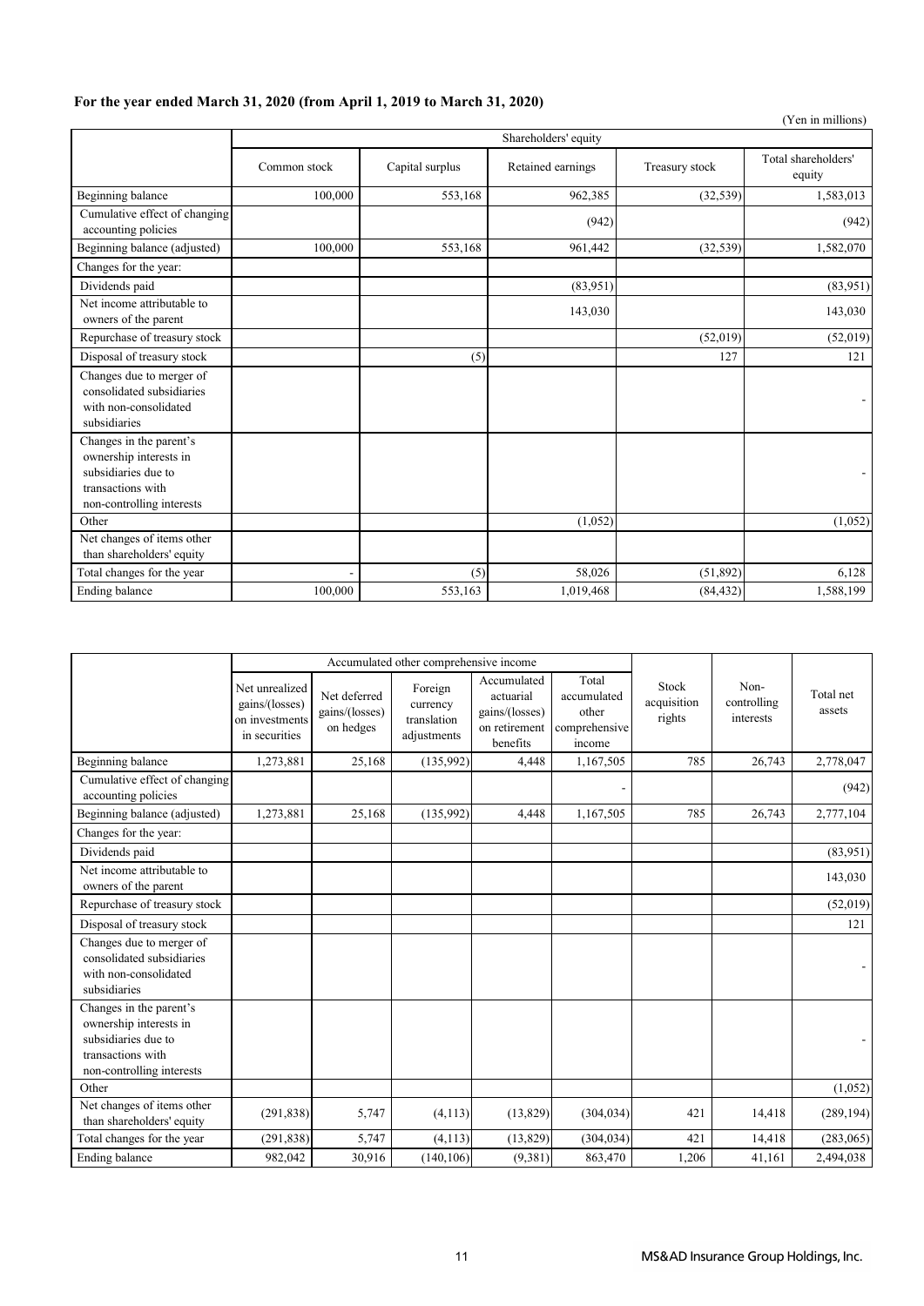**For the year ended March 31, 2020 (from April 1, 2019 to March 31, 2020)**

(Yen in millions)

| | Shareholders' equity | | | | |
|---|---|---|---|---|---|
| | Common stock | Capital surplus | Retained earnings | Treasury stock | Total shareholders' equity |
| Beginning balance | 100,000 | 553,168 | 962,385 | (32,539) | 1,583,013 |
| Cumulative effect of changing accounting policies | | | (942) | | (942) |
| Beginning balance (adjusted) | 100,000 | 553,168 | 961,442 | (32,539) | 1,582,070 |
| Changes for the year: | | | | | |
| Dividends paid | | | (83,951) | | (83,951) |
| Net income attributable to owners of the parent | | | 143,030 | | 143,030 |
| Repurchase of treasury stock | | | | (52,019) | (52,019) |
| Disposal of treasury stock | | (5) | | 127 | 121 |
| Changes due to merger of consolidated subsidiaries with non-consolidated subsidiaries | | | | | - |
| Changes in the parent's ownership interests in subsidiaries due to transactions with non-controlling interests | | | | | - |
| Other | | | (1,052) | | (1,052) |
| Net changes of items other than shareholders' equity | | | | | |
| Total changes for the year | - | (5) | 58,026 | (51,892) | 6,128 |
| Ending balance | 100,000 | 553,163 | 1,019,468 | (84,432) | 1,588,199 |

| | Accumulated other comprehensive income | | | | | Stock acquisition rights | Non-controlling interests | Total net assets |
|---|---|---|---|---|---|---|---|---|
| | Net unrealized gains/(losses) on investments in securities | Net deferred gains/(losses) on hedges | Foreign currency translation adjustments | Accumulated actuarial gains/(losses) on retirement benefits | Total accumulated other comprehensive income | | | |
| Beginning balance | 1,273,881 | 25,168 | (135,992) | 4,448 | 1,167,505 | 785 | 26,743 | 2,778,047 |
| Cumulative effect of changing accounting policies | | | | | - | | | (942) |
| Beginning balance (adjusted) | 1,273,881 | 25,168 | (135,992) | 4,448 | 1,167,505 | 785 | 26,743 | 2,777,104 |
| Changes for the year: | | | | | | | | |
| Dividends paid | | | | | | | | (83,951) |
| Net income attributable to owners of the parent | | | | | | | | 143,030 |
| Repurchase of treasury stock | | | | | | | | (52,019) |
| Disposal of treasury stock | | | | | | | | 121 |
| Changes due to merger of consolidated subsidiaries with non-consolidated subsidiaries | | | | | | | | - |
| Changes in the parent's ownership interests in subsidiaries due to transactions with non-controlling interests | | | | | | | | - |
| Other | | | | | | | | (1,052) |
| Net changes of items other than shareholders' equity | (291,838) | 5,747 | (4,113) | (13,829) | (304,034) | 421 | 14,418 | (289,194) |
| Total changes for the year | (291,838) | 5,747 | (4,113) | (13,829) | (304,034) | 421 | 14,418 | (283,065) |
| Ending balance | 982,042 | 30,916 | (140,106) | (9,381) | 863,470 | 1,206 | 41,161 | 2,494,038 |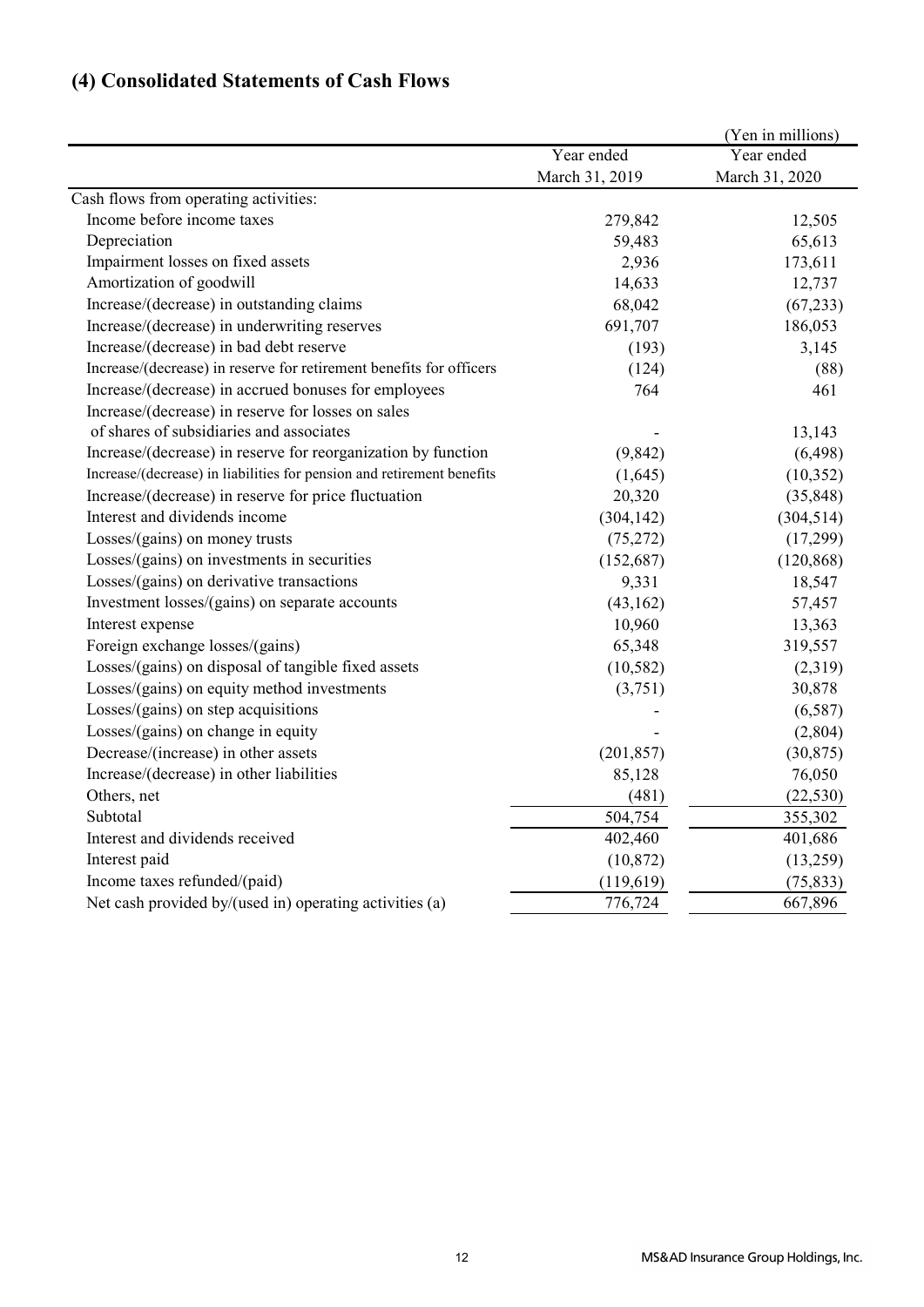## (4) Consolidated Statements of Cash Flows

(Yen in millions)

| | Year ended March 31, 2019 | Year ended March 31, 2020 |
|---|---|---|
| Cash flows from operating activities: | | |
| Income before income taxes | 279,842 | 12,505 |
| Depreciation | 59,483 | 65,613 |
| Impairment losses on fixed assets | 2,936 | 173,611 |
| Amortization of goodwill | 14,633 | 12,737 |
| Increase/(decrease) in outstanding claims | 68,042 | (67,233) |
| Increase/(decrease) in underwriting reserves | 691,707 | 186,053 |
| Increase/(decrease) in bad debt reserve | (193) | 3,145 |
| Increase/(decrease) in reserve for retirement benefits for officers | (124) | (88) |
| Increase/(decrease) in accrued bonuses for employees | 764 | 461 |
| Increase/(decrease) in reserve for losses on sales of shares of subsidiaries and associates | - | 13,143 |
| Increase/(decrease) in reserve for reorganization by function | (9,842) | (6,498) |
| Increase/(decrease) in liabilities for pension and retirement benefits | (1,645) | (10,352) |
| Increase/(decrease) in reserve for price fluctuation | 20,320 | (35,848) |
| Interest and dividends income | (304,142) | (304,514) |
| Losses/(gains) on money trusts | (75,272) | (17,299) |
| Losses/(gains) on investments in securities | (152,687) | (120,868) |
| Losses/(gains) on derivative transactions | 9,331 | 18,547 |
| Investment losses/(gains) on separate accounts | (43,162) | 57,457 |
| Interest expense | 10,960 | 13,363 |
| Foreign exchange losses/(gains) | 65,348 | 319,557 |
| Losses/(gains) on disposal of tangible fixed assets | (10,582) | (2,319) |
| Losses/(gains) on equity method investments | (3,751) | 30,878 |
| Losses/(gains) on step acquisitions | - | (6,587) |
| Losses/(gains) on change in equity | - | (2,804) |
| Decrease/(increase) in other assets | (201,857) | (30,875) |
| Increase/(decrease) in other liabilities | 85,128 | 76,050 |
| Others, net | (481) | (22,530) |
| Subtotal | 504,754 | 355,302 |
| Interest and dividends received | 402,460 | 401,686 |
| Interest paid | (10,872) | (13,259) |
| Income taxes refunded/(paid) | (119,619) | (75,833) |
| Net cash provided by/(used in) operating activities (a) | 776,724 | 667,896 |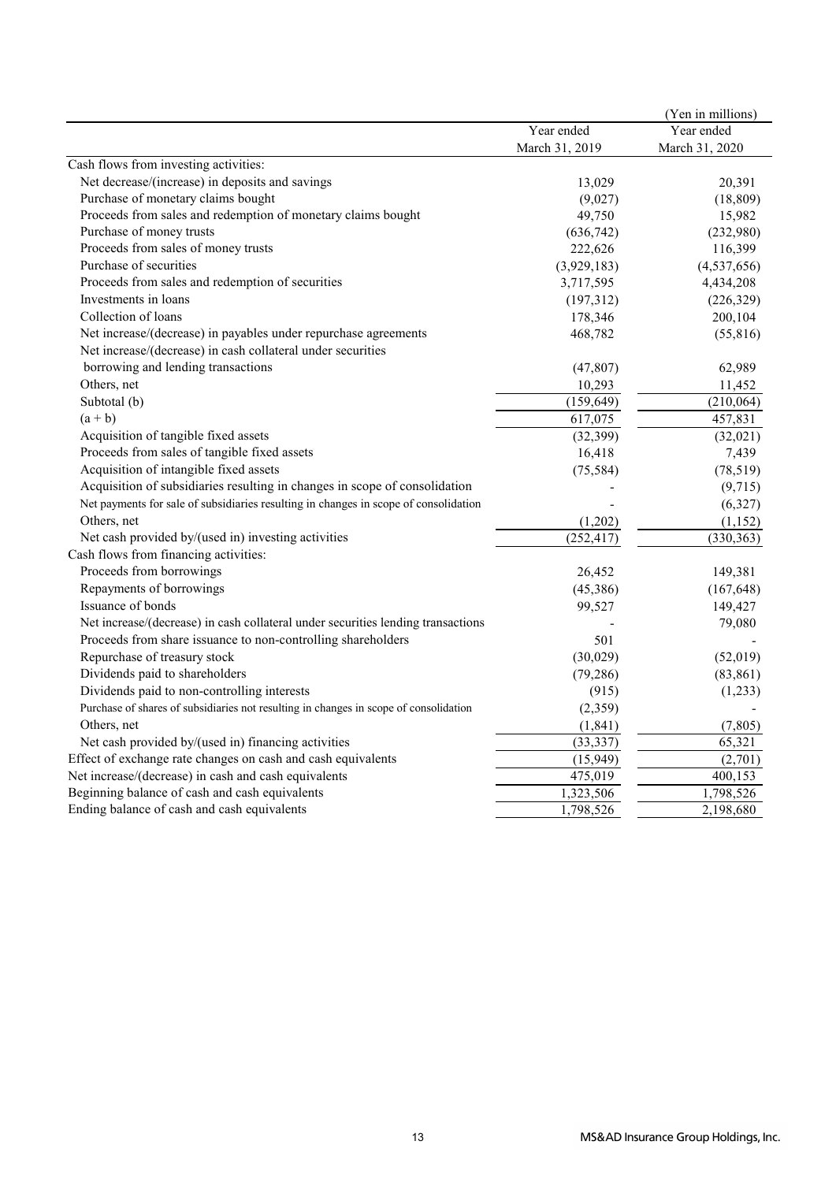(Yen in millions)

| | Year ended March 31, 2019 | Year ended March 31, 2020 |
|---|---|---|
| Cash flows from investing activities: | | |
| Net decrease/(increase) in deposits and savings | 13,029 | 20,391 |
| Purchase of monetary claims bought | (9,027) | (18,809) |
| Proceeds from sales and redemption of monetary claims bought | 49,750 | 15,982 |
| Purchase of money trusts | (636,742) | (232,980) |
| Proceeds from sales of money trusts | 222,626 | 116,399 |
| Purchase of securities | (3,929,183) | (4,537,656) |
| Proceeds from sales and redemption of securities | 3,717,595 | 4,434,208 |
| Investments in loans | (197,312) | (226,329) |
| Collection of loans | 178,346 | 200,104 |
| Net increase/(decrease) in payables under repurchase agreements | 468,782 | (55,816) |
| Net increase/(decrease) in cash collateral under securities borrowing and lending transactions | (47,807) | 62,989 |
| Others, net | 10,293 | 11,452 |
| Subtotal (b) | (159,649) | (210,064) |
| (a + b) | 617,075 | 457,831 |
| Acquisition of tangible fixed assets | (32,399) | (32,021) |
| Proceeds from sales of tangible fixed assets | 16,418 | 7,439 |
| Acquisition of intangible fixed assets | (75,584) | (78,519) |
| Acquisition of subsidiaries resulting in changes in scope of consolidation | - | (9,715) |
| Net payments for sale of subsidiaries resulting in changes in scope of consolidation | - | (6,327) |
| Others, net | (1,202) | (1,152) |
| Net cash provided by/(used in) investing activities | (252,417) | (330,363) |
| Cash flows from financing activities: | | |
| Proceeds from borrowings | 26,452 | 149,381 |
| Repayments of borrowings | (45,386) | (167,648) |
| Issuance of bonds | 99,527 | 149,427 |
| Net increase/(decrease) in cash collateral under securities lending transactions | - | 79,080 |
| Proceeds from share issuance to non-controlling shareholders | 501 | - |
| Repurchase of treasury stock | (30,029) | (52,019) |
| Dividends paid to shareholders | (79,286) | (83,861) |
| Dividends paid to non-controlling interests | (915) | (1,233) |
| Purchase of shares of subsidiaries not resulting in changes in scope of consolidation | (2,359) | - |
| Others, net | (1,841) | (7,805) |
| Net cash provided by/(used in) financing activities | (33,337) | 65,321 |
| Effect of exchange rate changes on cash and cash equivalents | (15,949) | (2,701) |
| Net increase/(decrease) in cash and cash equivalents | 475,019 | 400,153 |
| Beginning balance of cash and cash equivalents | 1,323,506 | 1,798,526 |
| Ending balance of cash and cash equivalents | 1,798,526 | 2,198,680 |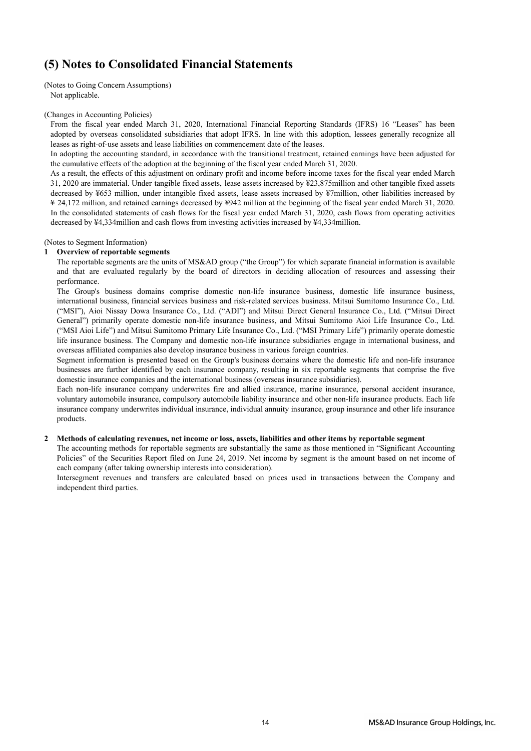# (5) Notes to Consolidated Financial Statements

(Notes to Going Concern Assumptions)

Not applicable.

(Changes in Accounting Policies)

From the fiscal year ended March 31, 2020, International Financial Reporting Standards (IFRS) 16 "Leases" has been adopted by overseas consolidated subsidiaries that adopt IFRS. In line with this adoption, lessees generally recognize all leases as right-of-use assets and lease liabilities on commencement date of the leases.

In adopting the accounting standard, in accordance with the transitional treatment, retained earnings have been adjusted for the cumulative effects of the adoption at the beginning of the fiscal year ended March 31, 2020.

As a result, the effects of this adjustment on ordinary profit and income before income taxes for the fiscal year ended March 31, 2020 are immaterial. Under tangible fixed assets, lease assets increased by ¥23,875million and other tangible fixed assets decreased by ¥653 million, under intangible fixed assets, lease assets increased by ¥7million, other liabilities increased by ¥ 24,172 million, and retained earnings decreased by ¥942 million at the beginning of the fiscal year ended March 31, 2020. In the consolidated statements of cash flows for the fiscal year ended March 31, 2020, cash flows from operating activities decreased by ¥4,334million and cash flows from investing activities increased by ¥4,334million.

(Notes to Segment Information)

**1 Overview of reportable segments**

The reportable segments are the units of MS&AD group ("the Group") for which separate financial information is available and that are evaluated regularly by the board of directors in deciding allocation of resources and assessing their performance.

The Group's business domains comprise domestic non-life insurance business, domestic life insurance business, international business, financial services business and risk-related services business. Mitsui Sumitomo Insurance Co., Ltd. ("MSI"), Aioi Nissay Dowa Insurance Co., Ltd. ("ADI") and Mitsui Direct General Insurance Co., Ltd. ("Mitsui Direct General") primarily operate domestic non-life insurance business, and Mitsui Sumitomo Aioi Life Insurance Co., Ltd. ("MSI Aioi Life") and Mitsui Sumitomo Primary Life Insurance Co., Ltd. ("MSI Primary Life") primarily operate domestic life insurance business. The Company and domestic non-life insurance subsidiaries engage in international business, and overseas affiliated companies also develop insurance business in various foreign countries.

Segment information is presented based on the Group's business domains where the domestic life and non-life insurance businesses are further identified by each insurance company, resulting in six reportable segments that comprise the five domestic insurance companies and the international business (overseas insurance subsidiaries).

Each non-life insurance company underwrites fire and allied insurance, marine insurance, personal accident insurance, voluntary automobile insurance, compulsory automobile liability insurance and other non-life insurance products. Each life insurance company underwrites individual insurance, individual annuity insurance, group insurance and other life insurance products.

**2 Methods of calculating revenues, net income or loss, assets, liabilities and other items by reportable segment**

The accounting methods for reportable segments are substantially the same as those mentioned in "Significant Accounting Policies" of the Securities Report filed on June 24, 2019. Net income by segment is the amount based on net income of each company (after taking ownership interests into consideration).

Intersegment revenues and transfers are calculated based on prices used in transactions between the Company and independent third parties.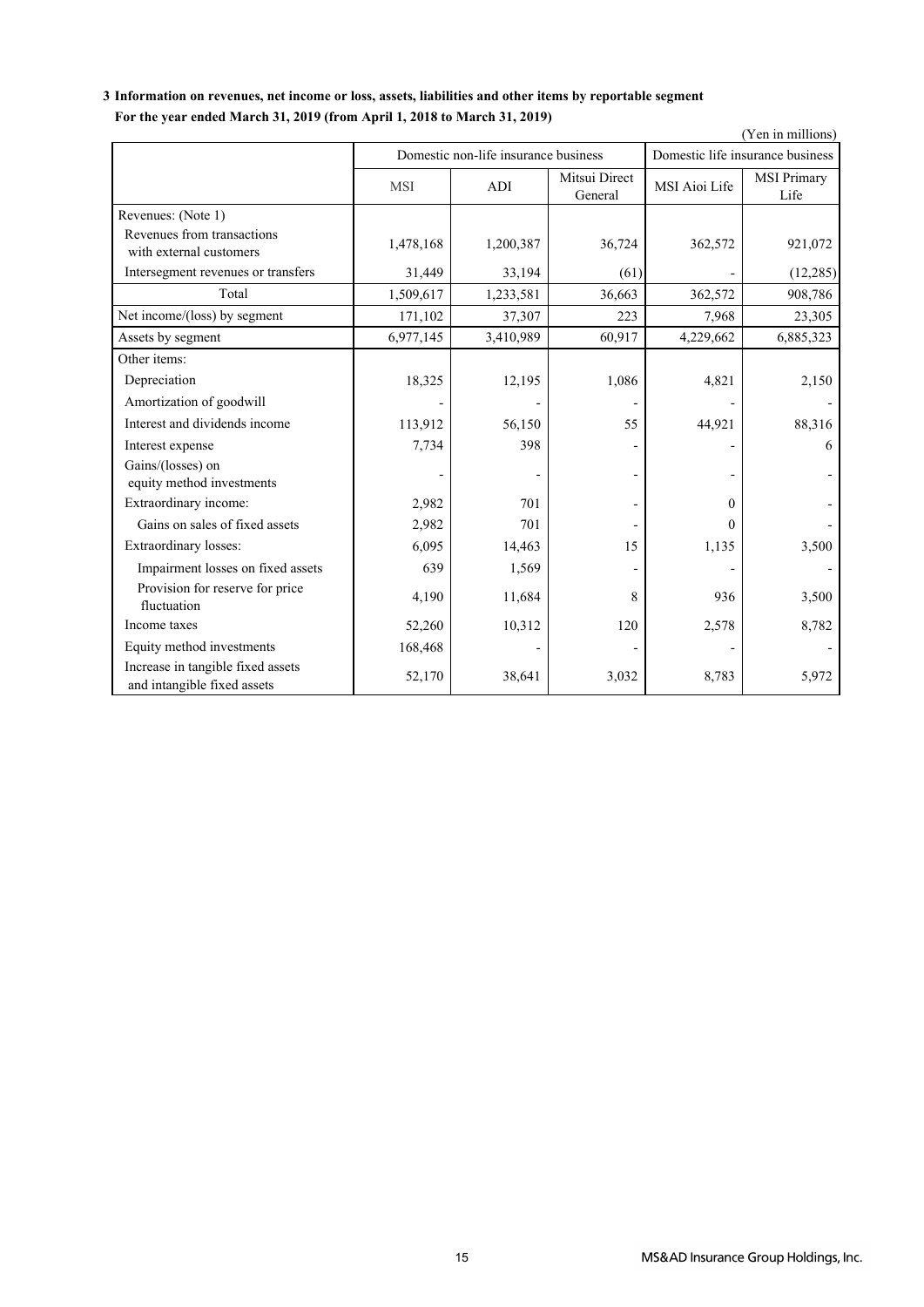**3 Information on revenues, net income or loss, assets, liabilities and other items by reportable segment**

**For the year ended March 31, 2019 (from April 1, 2018 to March 31, 2019)**

(Yen in millions)

| | Domestic non-life insurance business | | | Domestic life insurance business | |
|---|---|---|---|---|---|
| | MSI | ADI | Mitsui Direct General | MSI Aioi Life | MSI Primary Life |
| Revenues: (Note 1) | | | | | |
| Revenues from transactions with external customers | 1,478,168 | 1,200,387 | 36,724 | 362,572 | 921,072 |
| Intersegment revenues or transfers | 31,449 | 33,194 | (61) | - | (12,285) |
| Total | 1,509,617 | 1,233,581 | 36,663 | 362,572 | 908,786 |
| Net income/(loss) by segment | 171,102 | 37,307 | 223 | 7,968 | 23,305 |
| Assets by segment | 6,977,145 | 3,410,989 | 60,917 | 4,229,662 | 6,885,323 |
| Other items: | | | | | |
| Depreciation | 18,325 | 12,195 | 1,086 | 4,821 | 2,150 |
| Amortization of goodwill | - | - | - | - | - |
| Interest and dividends income | 113,912 | 56,150 | 55 | 44,921 | 88,316 |
| Interest expense | 7,734 | 398 | - | - | 6 |
| Gains/(losses) on equity method investments | - | - | - | - | - |
| Extraordinary income: | 2,982 | 701 | - | 0 | - |
| Gains on sales of fixed assets | 2,982 | 701 | - | 0 | - |
| Extraordinary losses: | 6,095 | 14,463 | 15 | 1,135 | 3,500 |
| Impairment losses on fixed assets | 639 | 1,569 | - | - | - |
| Provision for reserve for price fluctuation | 4,190 | 11,684 | 8 | 936 | 3,500 |
| Income taxes | 52,260 | 10,312 | 120 | 2,578 | 8,782 |
| Equity method investments | 168,468 | - | - | - | - |
| Increase in tangible fixed assets and intangible fixed assets | 52,170 | 38,641 | 3,032 | 8,783 | 5,972 |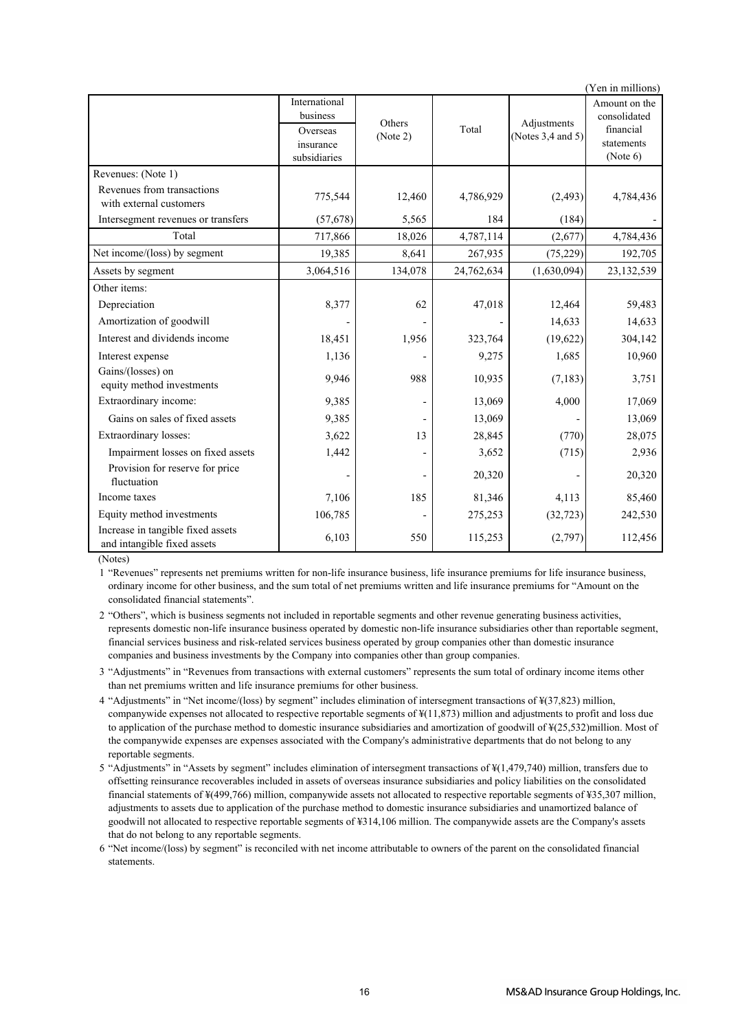(Yen in millions)

| | International business | Others (Note 2) | Total | Adjustments (Notes 3,4 and 5) | Amount on the consolidated financial statements (Note 6) |
|---|---|---|---|---|---|
| | Overseas insurance subsidiaries | | | | |
| Revenues: (Note 1) | | | | | |
| Revenues from transactions with external customers | 775,544 | 12,460 | 4,786,929 | (2,493) | 4,784,436 |
| Intersegment revenues or transfers | (57,678) | 5,565 | 184 | (184) | - |
| Total | 717,866 | 18,026 | 4,787,114 | (2,677) | 4,784,436 |
| Net income/(loss) by segment | 19,385 | 8,641 | 267,935 | (75,229) | 192,705 |
| Assets by segment | 3,064,516 | 134,078 | 24,762,634 | (1,630,094) | 23,132,539 |
| Other items: | | | | | |
| Depreciation | 8,377 | 62 | 47,018 | 12,464 | 59,483 |
| Amortization of goodwill | - | - | - | 14,633 | 14,633 |
| Interest and dividends income | 18,451 | 1,956 | 323,764 | (19,622) | 304,142 |
| Interest expense | 1,136 | - | 9,275 | 1,685 | 10,960 |
| Gains/(losses) on equity method investments | 9,946 | 988 | 10,935 | (7,183) | 3,751 |
| Extraordinary income: | 9,385 | - | 13,069 | 4,000 | 17,069 |
| Gains on sales of fixed assets | 9,385 | - | 13,069 | - | 13,069 |
| Extraordinary losses: | 3,622 | 13 | 28,845 | (770) | 28,075 |
| Impairment losses on fixed assets | 1,442 | - | 3,652 | (715) | 2,936 |
| Provision for reserve for price fluctuation | - | - | 20,320 | - | 20,320 |
| Income taxes | 7,106 | 185 | 81,346 | 4,113 | 85,460 |
| Equity method investments | 106,785 | - | 275,253 | (32,723) | 242,530 |
| Increase in tangible fixed assets and intangible fixed assets | 6,103 | 550 | 115,253 | (2,797) | 112,456 |

(Notes)

1 "Revenues" represents net premiums written for non-life insurance business, life insurance premiums for life insurance business, ordinary income for other business, and the sum total of net premiums written and life insurance premiums for "Amount on the consolidated financial statements".

2 "Others", which is business segments not included in reportable segments and other revenue generating business activities, represents domestic non-life insurance business operated by domestic non-life insurance subsidiaries other than reportable segment, financial services business and risk-related services business operated by group companies other than domestic insurance companies and business investments by the Company into companies other than group companies.

3 "Adjustments" in "Revenues from transactions with external customers" represents the sum total of ordinary income items other than net premiums written and life insurance premiums for other business.

4 "Adjustments" in "Net income/(loss) by segment" includes elimination of intersegment transactions of ¥(37,823) million, companywide expenses not allocated to respective reportable segments of ¥(11,873) million and adjustments to profit and loss due to application of the purchase method to domestic insurance subsidiaries and amortization of goodwill of ¥(25,532)million. Most of the companywide expenses are expenses associated with the Company's administrative departments that do not belong to any reportable segments.

5 "Adjustments" in "Assets by segment" includes elimination of intersegment transactions of ¥(1,479,740) million, transfers due to offsetting reinsurance recoverables included in assets of overseas insurance subsidiaries and policy liabilities on the consolidated financial statements of ¥(499,766) million, companywide assets not allocated to respective reportable segments of ¥35,307 million, adjustments to assets due to application of the purchase method to domestic insurance subsidiaries and unamortized balance of goodwill not allocated to respective reportable segments of ¥314,106 million. The companywide assets are the Company's assets that do not belong to any reportable segments.

6 "Net income/(loss) by segment" is reconciled with net income attributable to owners of the parent on the consolidated financial statements.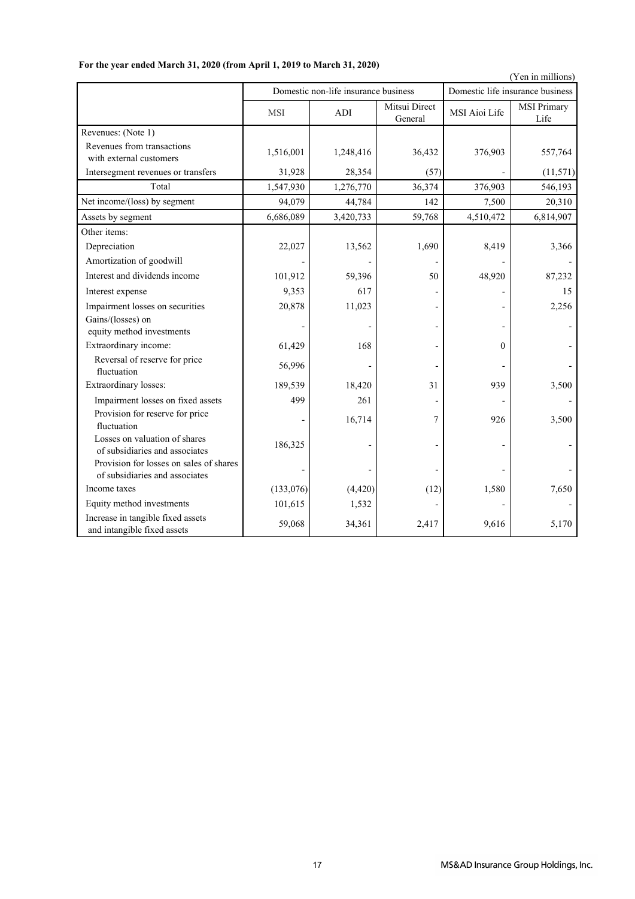**For the year ended March 31, 2020 (from April 1, 2019 to March 31, 2020)**

(Yen in millions)

| | Domestic non-life insurance business | | | Domestic life insurance business | |
|---|---|---|---|---|---|
| | MSI | ADI | Mitsui Direct General | MSI Aioi Life | MSI Primary Life |
| Revenues: (Note 1) | | | | | |
| Revenues from transactions with external customers | 1,516,001 | 1,248,416 | 36,432 | 376,903 | 557,764 |
| Intersegment revenues or transfers | 31,928 | 28,354 | (57) | - | (11,571) |
| Total | 1,547,930 | 1,276,770 | 36,374 | 376,903 | 546,193 |
| Net income/(loss) by segment | 94,079 | 44,784 | 142 | 7,500 | 20,310 |
| Assets by segment | 6,686,089 | 3,420,733 | 59,768 | 4,510,472 | 6,814,907 |
| Other items: | | | | | |
| Depreciation | 22,027 | 13,562 | 1,690 | 8,419 | 3,366 |
| Amortization of goodwill | - | - | - | - | - |
| Interest and dividends income | 101,912 | 59,396 | 50 | 48,920 | 87,232 |
| Interest expense | 9,353 | 617 | - | - | 15 |
| Impairment losses on securities | 20,878 | 11,023 | - | - | 2,256 |
| Gains/(losses) on equity method investments | - | - | - | - | - |
| Extraordinary income: | 61,429 | 168 | - | 0 | - |
| Reversal of reserve for price fluctuation | 56,996 | - | - | - | - |
| Extraordinary losses: | 189,539 | 18,420 | 31 | 939 | 3,500 |
| Impairment losses on fixed assets | 499 | 261 | - | - | - |
| Provision for reserve for price fluctuation | - | 16,714 | 7 | 926 | 3,500 |
| Losses on valuation of shares of subsidiaries and associates | 186,325 | - | - | - | - |
| Provision for losses on sales of shares of subsidiaries and associates | - | - | - | - | - |
| Income taxes | (133,076) | (4,420) | (12) | 1,580 | 7,650 |
| Equity method investments | 101,615 | 1,532 | - | - | - |
| Increase in tangible fixed assets and intangible fixed assets | 59,068 | 34,361 | 2,417 | 9,616 | 5,170 |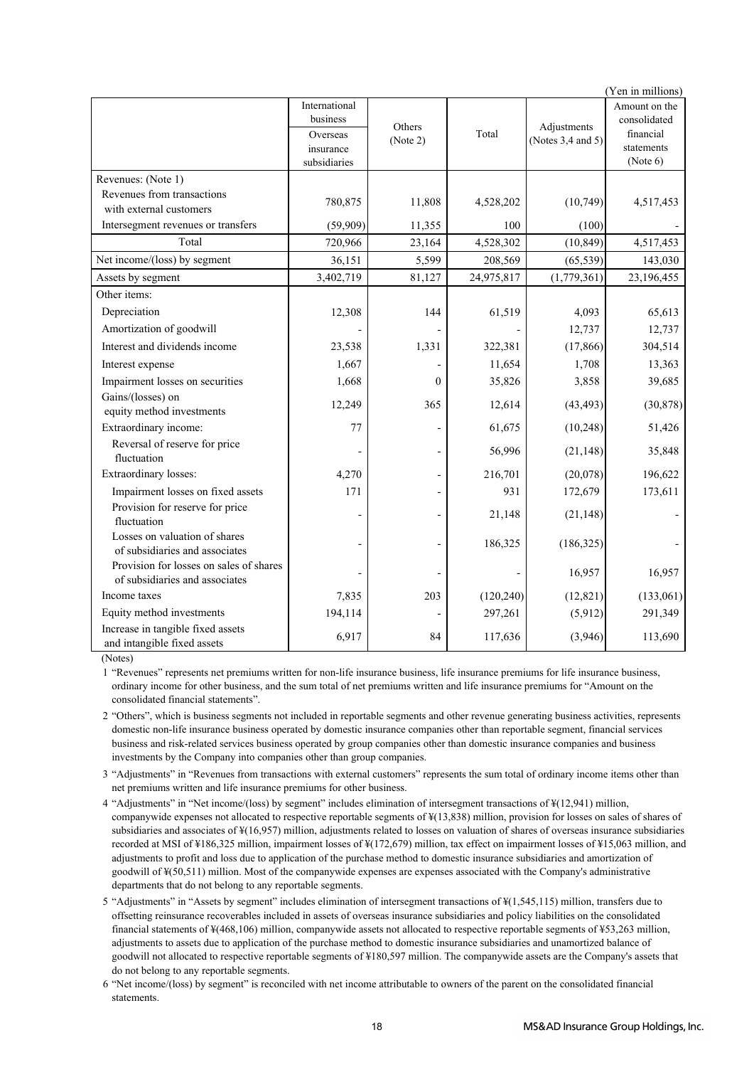(Yen in millions)

| | International business | Others (Note 2) | Total | Adjustments (Notes 3,4 and 5) | Amount on the consolidated financial statements (Note 6) |
|---|---|---|---|---|---|
| | Overseas insurance subsidiaries | | | | |
| Revenues: (Note 1) | | | | | |
| Revenues from transactions with external customers | 780,875 | 11,808 | 4,528,202 | (10,749) | 4,517,453 |
| Intersegment revenues or transfers | (59,909) | 11,355 | 100 | (100) | - |
| Total | 720,966 | 23,164 | 4,528,302 | (10,849) | 4,517,453 |
| Net income/(loss) by segment | 36,151 | 5,599 | 208,569 | (65,539) | 143,030 |
| Assets by segment | 3,402,719 | 81,127 | 24,975,817 | (1,779,361) | 23,196,455 |
| Other items: | | | | | |
| Depreciation | 12,308 | 144 | 61,519 | 4,093 | 65,613 |
| Amortization of goodwill | - | - | - | 12,737 | 12,737 |
| Interest and dividends income | 23,538 | 1,331 | 322,381 | (17,866) | 304,514 |
| Interest expense | 1,667 | - | 11,654 | 1,708 | 13,363 |
| Impairment losses on securities | 1,668 | 0 | 35,826 | 3,858 | 39,685 |
| Gains/(losses) on equity method investments | 12,249 | 365 | 12,614 | (43,493) | (30,878) |
| Extraordinary income: | 77 | - | 61,675 | (10,248) | 51,426 |
| Reversal of reserve for price fluctuation | - | - | 56,996 | (21,148) | 35,848 |
| Extraordinary losses: | 4,270 | - | 216,701 | (20,078) | 196,622 |
| Impairment losses on fixed assets | 171 | - | 931 | 172,679 | 173,611 |
| Provision for reserve for price fluctuation | - | - | 21,148 | (21,148) | - |
| Losses on valuation of shares of subsidiaries and associates | - | - | 186,325 | (186,325) | - |
| Provision for losses on sales of shares of subsidiaries and associates | - | - | - | 16,957 | 16,957 |
| Income taxes | 7,835 | 203 | (120,240) | (12,821) | (133,061) |
| Equity method investments | 194,114 | - | 297,261 | (5,912) | 291,349 |
| Increase in tangible fixed assets and intangible fixed assets | 6,917 | 84 | 117,636 | (3,946) | 113,690 |

(Notes)

1 "Revenues" represents net premiums written for non-life insurance business, life insurance premiums for life insurance business, ordinary income for other business, and the sum total of net premiums written and life insurance premiums for "Amount on the consolidated financial statements".

2 "Others", which is business segments not included in reportable segments and other revenue generating business activities, represents domestic non-life insurance business operated by domestic insurance companies other than reportable segment, financial services business and risk-related services business operated by group companies other than domestic insurance companies and business investments by the Company into companies other than group companies.

3 "Adjustments" in "Revenues from transactions with external customers" represents the sum total of ordinary income items other than net premiums written and life insurance premiums for other business.

4 "Adjustments" in "Net income/(loss) by segment" includes elimination of intersegment transactions of ¥(12,941) million, companywide expenses not allocated to respective reportable segments of ¥(13,838) million, provision for losses on sales of shares of subsidiaries and associates of ¥(16,957) million, adjustments related to losses on valuation of shares of overseas insurance subsidiaries recorded at MSI of ¥186,325 million, impairment losses of ¥(172,679) million, tax effect on impairment losses of ¥15,063 million, and adjustments to profit and loss due to application of the purchase method to domestic insurance subsidiaries and amortization of goodwill of ¥(50,511) million. Most of the companywide expenses are expenses associated with the Company's administrative departments that do not belong to any reportable segments.

5 "Adjustments" in "Assets by segment" includes elimination of intersegment transactions of ¥(1,545,115) million, transfers due to offsetting reinsurance recoverables included in assets of overseas insurance subsidiaries and policy liabilities on the consolidated financial statements of ¥(468,106) million, companywide assets not allocated to respective reportable segments of ¥53,263 million, adjustments to assets due to application of the purchase method to domestic insurance subsidiaries and unamortized balance of goodwill not allocated to respective reportable segments of ¥180,597 million. The companywide assets are the Company's assets that do not belong to any reportable segments.

6 "Net income/(loss) by segment" is reconciled with net income attributable to owners of the parent on the consolidated financial statements.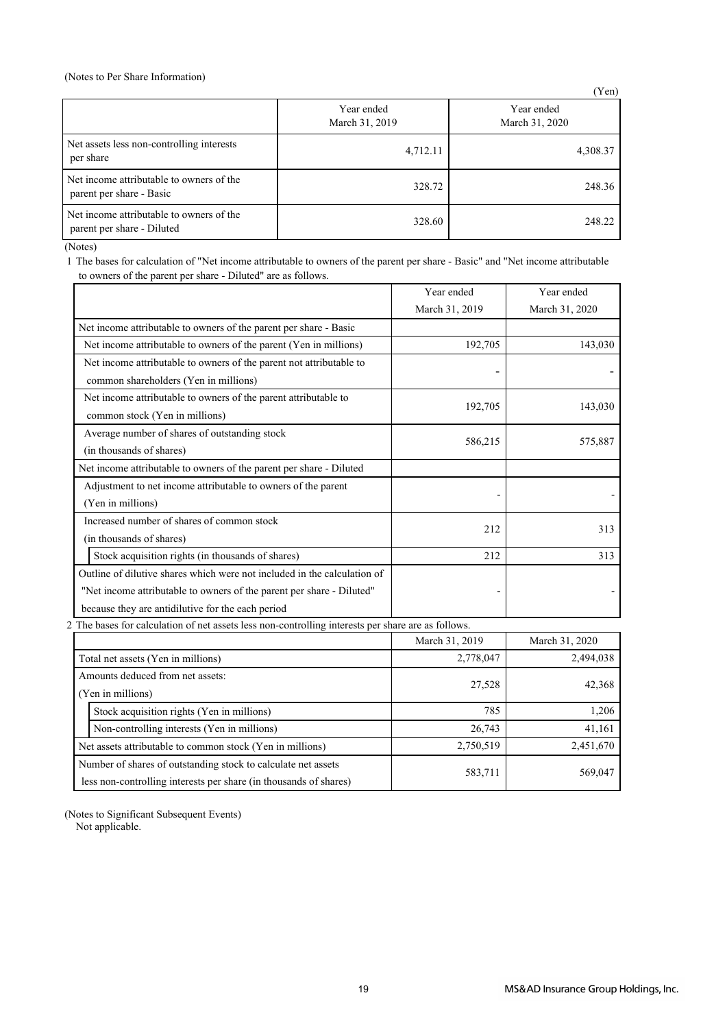(Notes to Per Share Information)

(Yen)

| | Year ended March 31, 2019 | Year ended March 31, 2020 |
|---|---|---|
| Net assets less non-controlling interests per share | 4,712.11 | 4,308.37 |
| Net income attributable to owners of the parent per share - Basic | 328.72 | 248.36 |
| Net income attributable to owners of the parent per share - Diluted | 328.60 | 248.22 |

(Notes)

1 The bases for calculation of "Net income attributable to owners of the parent per share - Basic" and "Net income attributable to owners of the parent per share - Diluted" are as follows.

| | Year ended March 31, 2019 | Year ended March 31, 2020 |
|---|---|---|
| Net income attributable to owners of the parent per share - Basic | | |
| Net income attributable to owners of the parent (Yen in millions) | 192,705 | 143,030 |
| Net income attributable to owners of the parent not attributable to common shareholders (Yen in millions) | - | - |
| Net income attributable to owners of the parent attributable to common stock (Yen in millions) | 192,705 | 143,030 |
| Average number of shares of outstanding stock (in thousands of shares) | 586,215 | 575,887 |
| Net income attributable to owners of the parent per share - Diluted | | |
| Adjustment to net income attributable to owners of the parent (Yen in millions) | - | - |
| Increased number of shares of common stock (in thousands of shares) | 212 | 313 |
| Stock acquisition rights (in thousands of shares) | 212 | 313 |
| Outline of dilutive shares which were not included in the calculation of "Net income attributable to owners of the parent per share - Diluted" because they are antidilutive for the each period | - | - |

2 The bases for calculation of net assets less non-controlling interests per share are as follows.

| | March 31, 2019 | March 31, 2020 |
|---|---|---|
| Total net assets (Yen in millions) | 2,778,047 | 2,494,038 |
| Amounts deduced from net assets: (Yen in millions) | 27,528 | 42,368 |
| Stock acquisition rights (Yen in millions) | 785 | 1,206 |
| Non-controlling interests (Yen in millions) | 26,743 | 41,161 |
| Net assets attributable to common stock (Yen in millions) | 2,750,519 | 2,451,670 |
| Number of shares of outstanding stock to calculate net assets less non-controlling interests per share (in thousands of shares) | 583,711 | 569,047 |

(Notes to Significant Subsequent Events)

Not applicable.